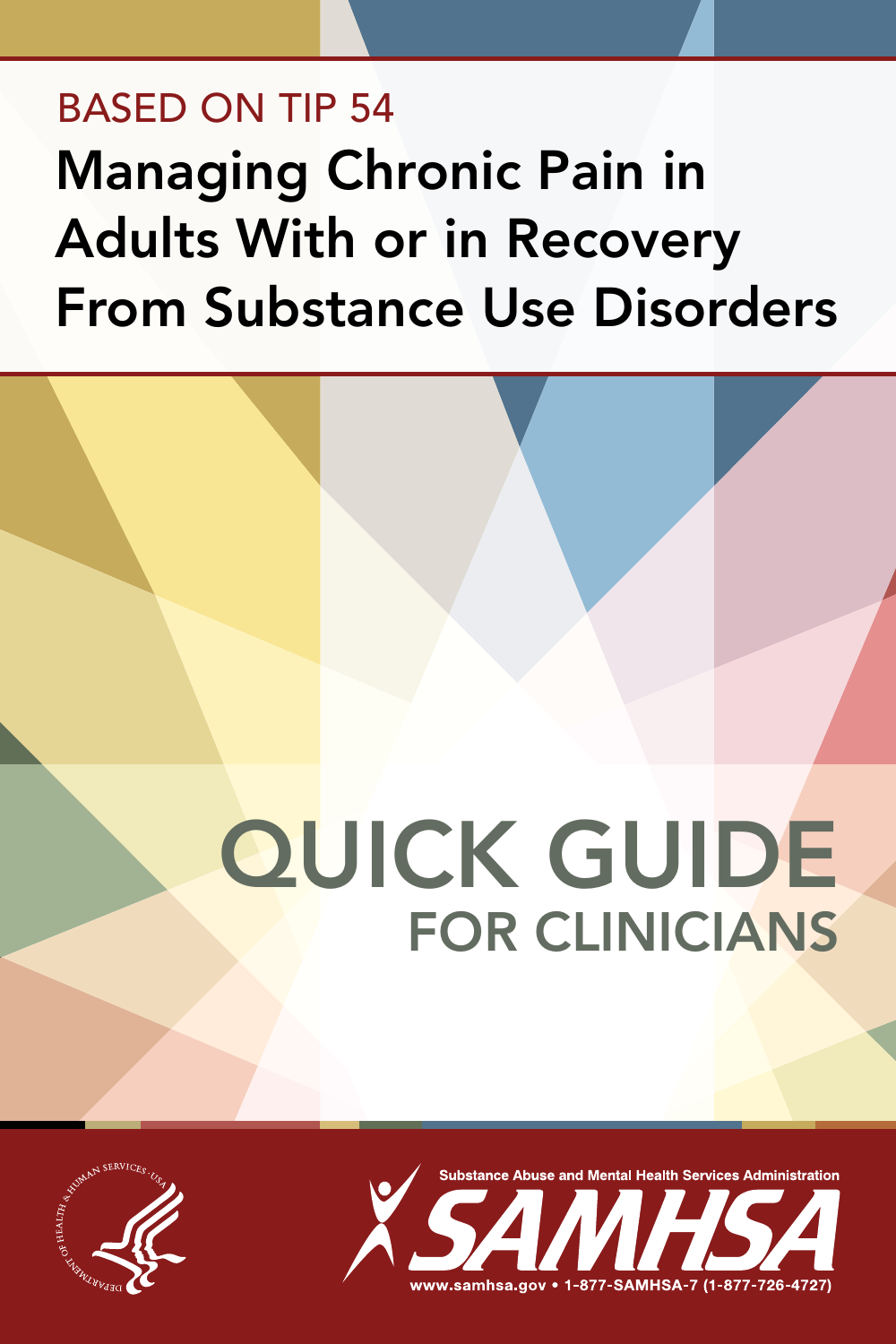BASED ON TIP 54

# Managing Chronic Pain in Adults With or in Recovery From Substance Use Disorders

# QUICK GUIDE

## FOR CLINICIANS

Substance Abuse and Mental Health Services Administration

SAMHSA

www.samhsa.gov • 1-877-SAMHSA-7 (1-877-726-4727)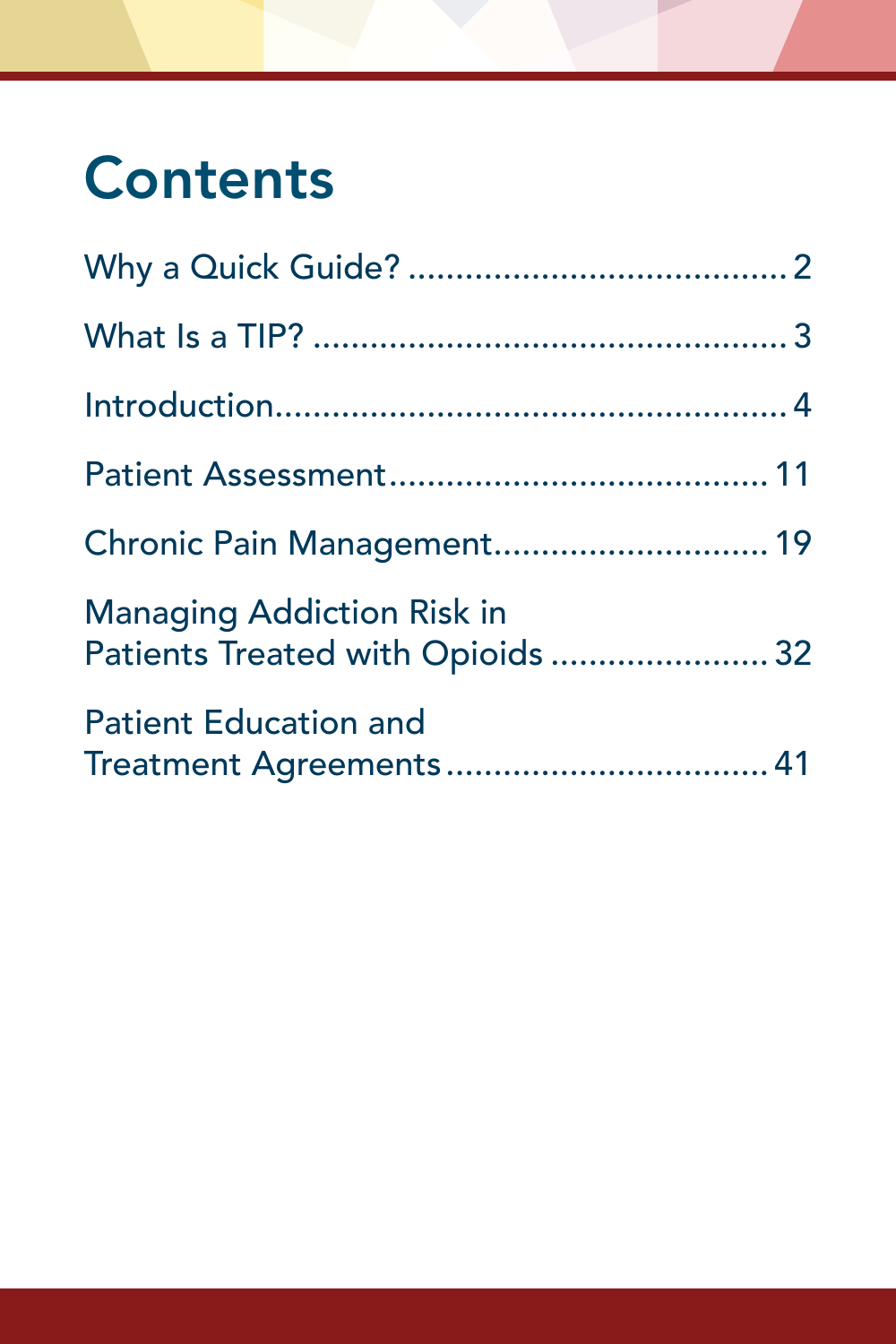# Contents

Why a Quick Guide? .......................................... 2

What Is a TIP? .................................................. 3

Introduction....................................................... 4

Patient Assessment......................................... 11

Chronic Pain Management............................. 19

Managing Addiction Risk in Patients Treated with Opioids ....................... 32

Patient Education and Treatment Agreements.................................. 41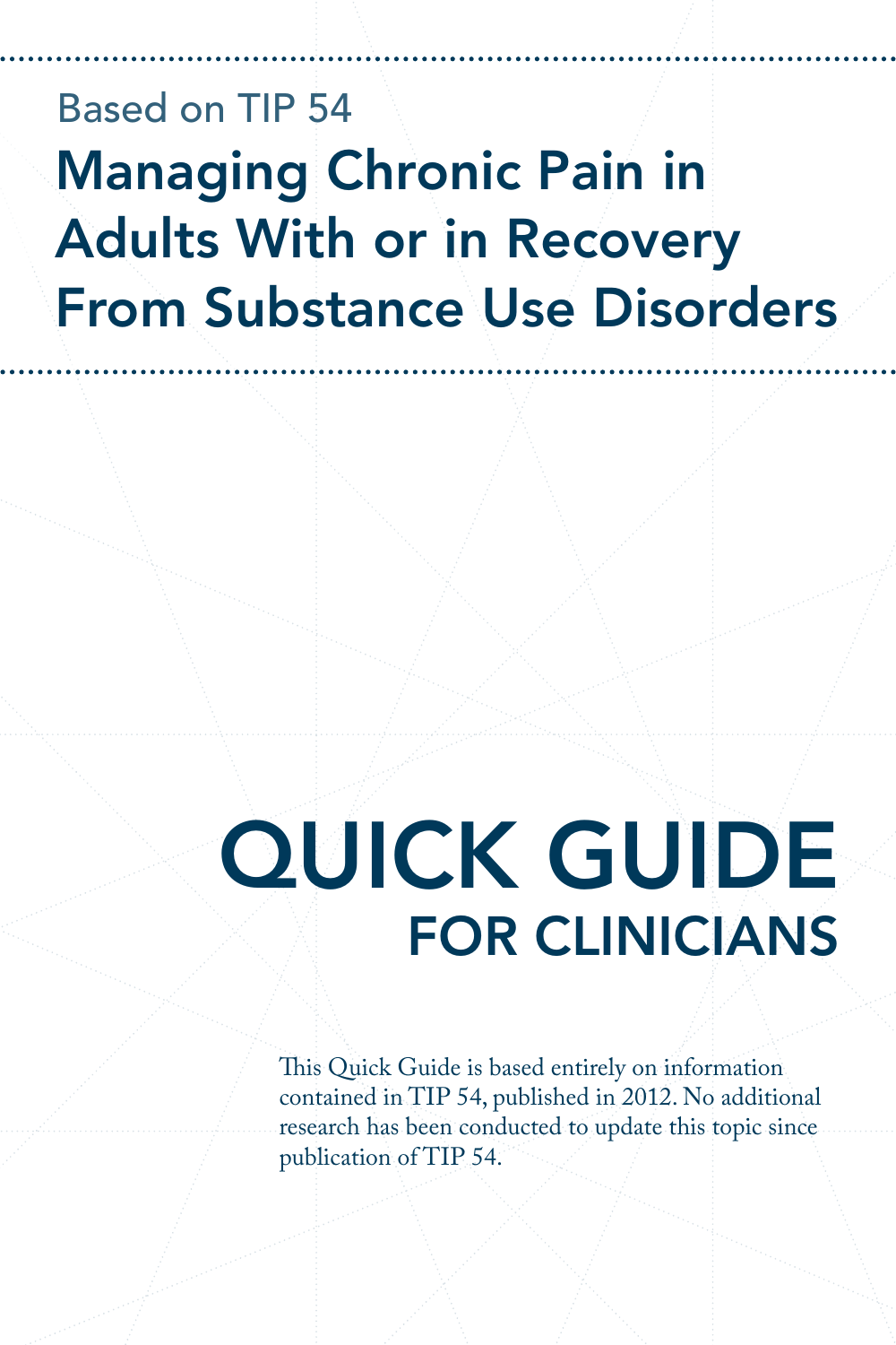Based on TIP 54

# Managing Chronic Pain in Adults With or in Recovery From Substance Use Disorders

# QUICK GUIDE

## FOR CLINICIANS

This Quick Guide is based entirely on information contained in TIP 54, published in 2012. No additional research has been conducted to update this topic since publication of TIP 54.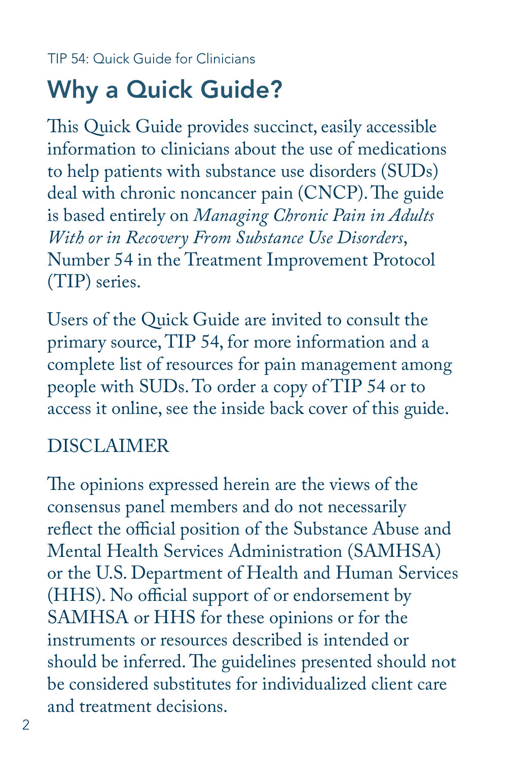# Why a Quick Guide?

This Quick Guide provides succinct, easily accessible information to clinicians about the use of medications to help patients with substance use disorders (SUDs) deal with chronic noncancer pain (CNCP). The guide is based entirely on *Managing Chronic Pain in Adults With or in Recovery From Substance Use Disorders*, Number 54 in the Treatment Improvement Protocol (TIP) series.

Users of the Quick Guide are invited to consult the primary source, TIP 54, for more information and a complete list of resources for pain management among people with SUDs. To order a copy of TIP 54 or to access it online, see the inside back cover of this guide.

DISCLAIMER

The opinions expressed herein are the views of the consensus panel members and do not necessarily reflect the official position of the Substance Abuse and Mental Health Services Administration (SAMHSA) or the U.S. Department of Health and Human Services (HHS). No official support of or endorsement by SAMHSA or HHS for these opinions or for the instruments or resources described is intended or should be inferred. The guidelines presented should not be considered substitutes for individualized client care and treatment decisions.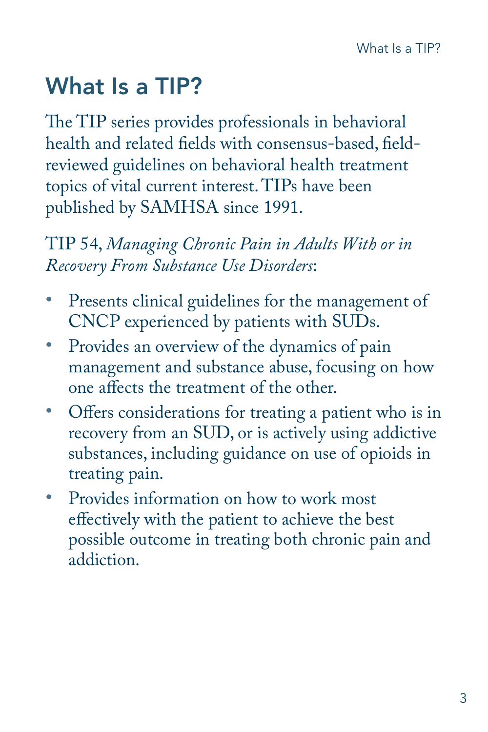# What Is a TIP?

The TIP series provides professionals in behavioral health and related fields with consensus-based, field-reviewed guidelines on behavioral health treatment topics of vital current interest. TIPs have been published by SAMHSA since 1991.

TIP 54, *Managing Chronic Pain in Adults With or in Recovery From Substance Use Disorders*:

- Presents clinical guidelines for the management of CNCP experienced by patients with SUDs.
- Provides an overview of the dynamics of pain management and substance abuse, focusing on how one affects the treatment of the other.
- Offers considerations for treating a patient who is in recovery from an SUD, or is actively using addictive substances, including guidance on use of opioids in treating pain.
- Provides information on how to work most effectively with the patient to achieve the best possible outcome in treating both chronic pain and addiction.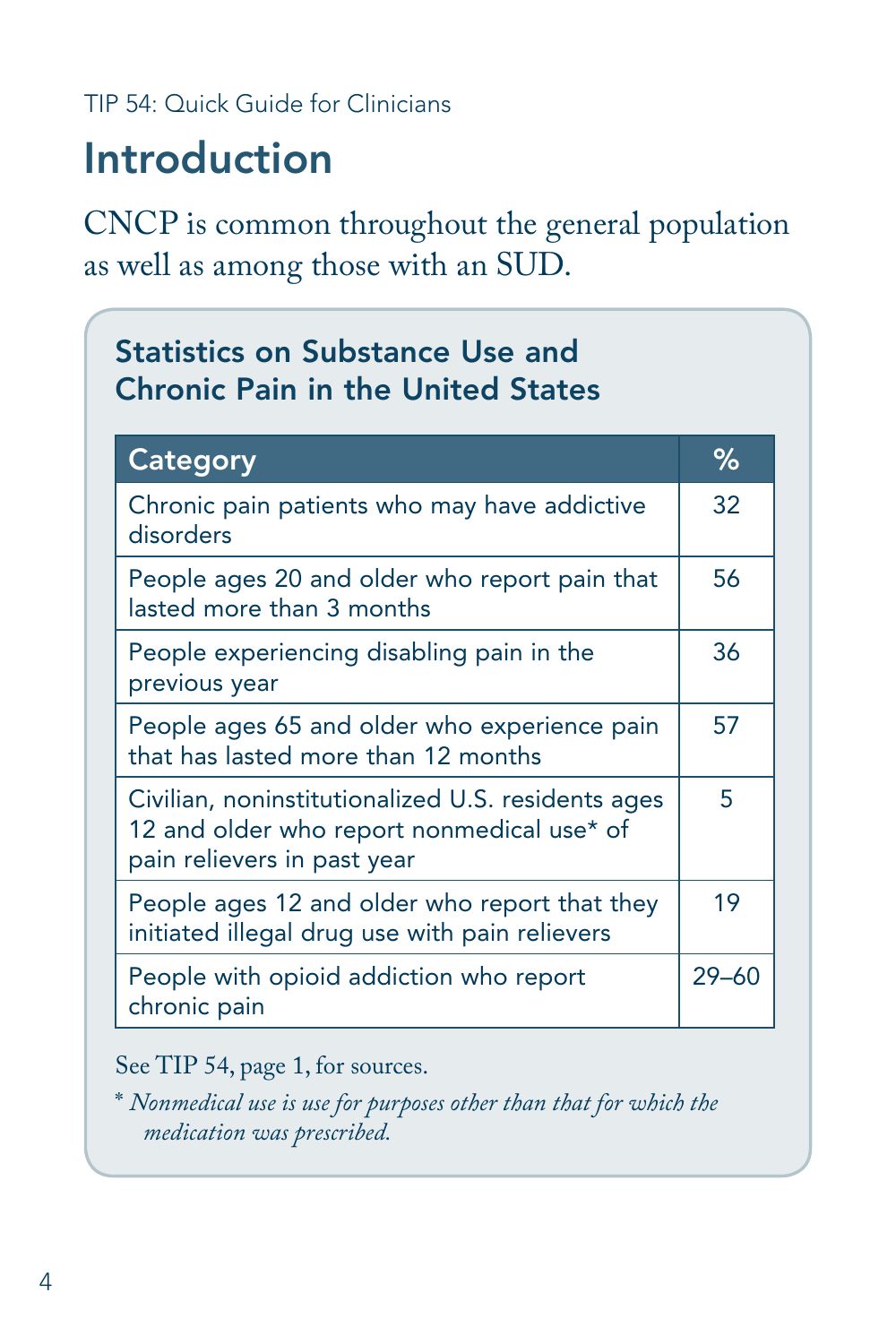# Introduction

CNCP is common throughout the general population as well as among those with an SUD.

### Statistics on Substance Use and Chronic Pain in the United States

| Category | % |
|---|---|
| Chronic pain patients who may have addictive disorders | 32 |
| People ages 20 and older who report pain that lasted more than 3 months | 56 |
| People experiencing disabling pain in the previous year | 36 |
| People ages 65 and older who experience pain that has lasted more than 12 months | 57 |
| Civilian, noninstitutionalized U.S. residents ages 12 and older who report nonmedical use* of pain relievers in past year | 5 |
| People ages 12 and older who report that they initiated illegal drug use with pain relievers | 19 |
| People with opioid addiction who report chronic pain | 29–60 |

See TIP 54, page 1, for sources.

\* *Nonmedical use is use for purposes other than that for which the medication was prescribed.*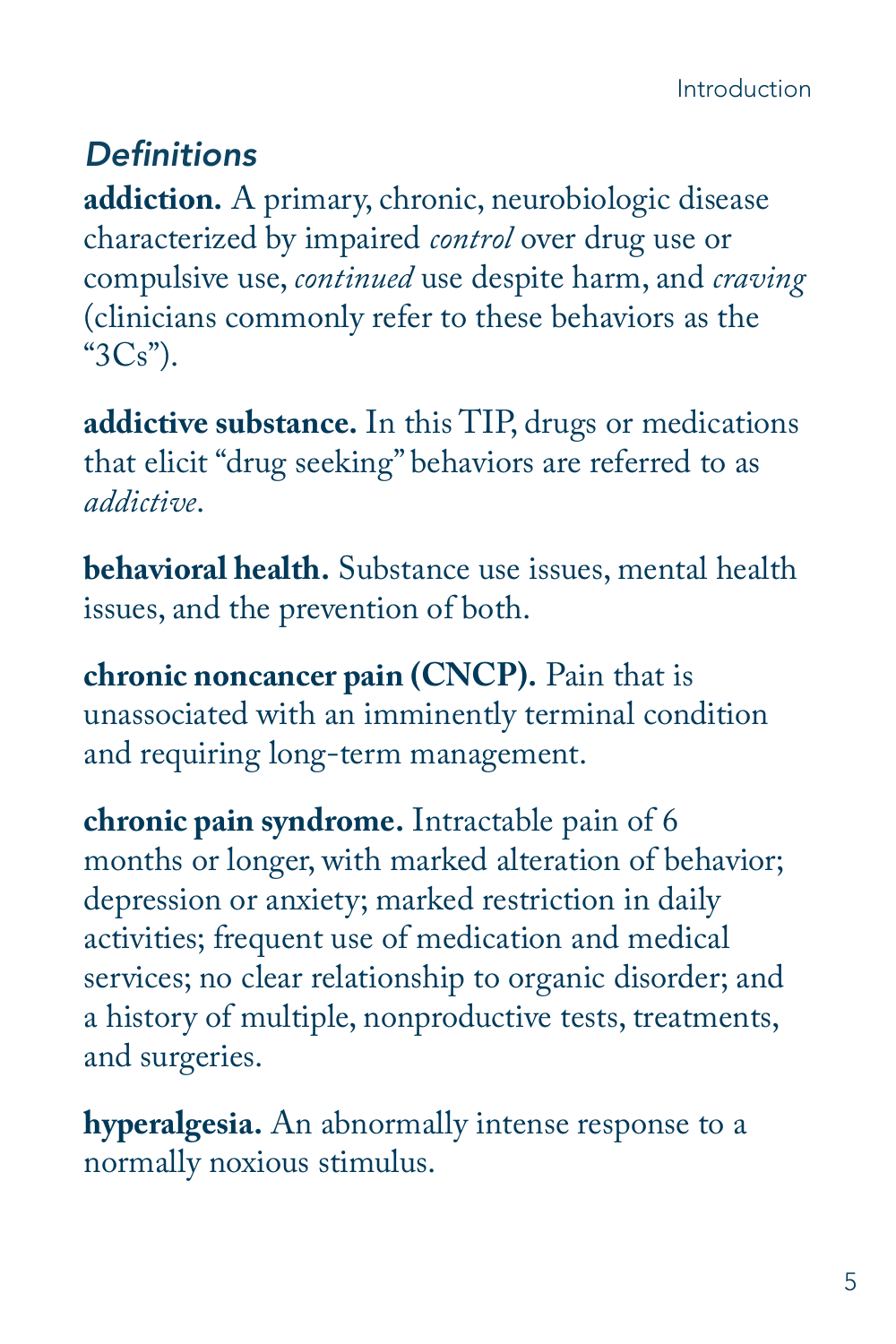## *Definitions*

**addiction.** A primary, chronic, neurobiologic disease characterized by impaired *control* over drug use or compulsive use, *continued* use despite harm, and *craving* (clinicians commonly refer to these behaviors as the "3Cs").

**addictive substance.** In this TIP, drugs or medications that elicit "drug seeking" behaviors are referred to as *addictive*.

**behavioral health.** Substance use issues, mental health issues, and the prevention of both.

**chronic noncancer pain (CNCP).** Pain that is unassociated with an imminently terminal condition and requiring long-term management.

**chronic pain syndrome.** Intractable pain of 6 months or longer, with marked alteration of behavior; depression or anxiety; marked restriction in daily activities; frequent use of medication and medical services; no clear relationship to organic disorder; and a history of multiple, nonproductive tests, treatments, and surgeries.

**hyperalgesia.** An abnormally intense response to a normally noxious stimulus.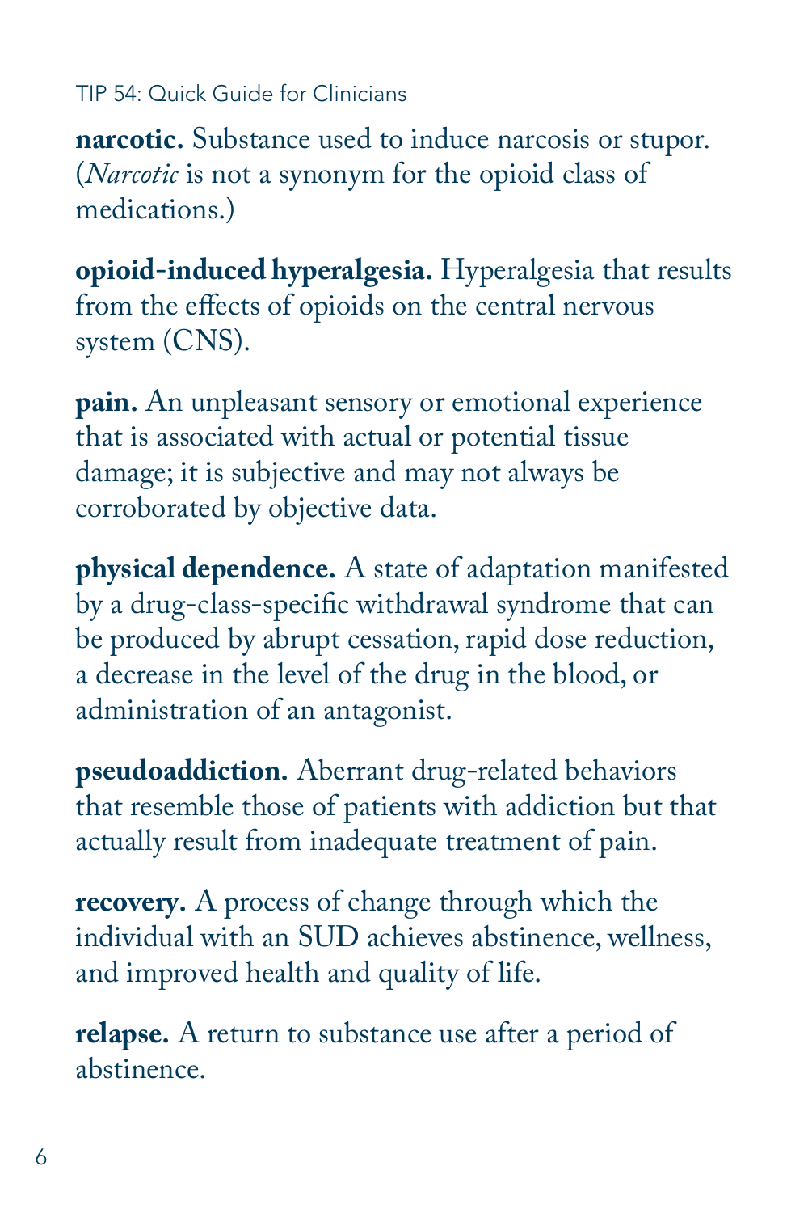**narcotic.** Substance used to induce narcosis or stupor. (*Narcotic* is not a synonym for the opioid class of medications.)

**opioid-induced hyperalgesia.** Hyperalgesia that results from the effects of opioids on the central nervous system (CNS).

**pain.** An unpleasant sensory or emotional experience that is associated with actual or potential tissue damage; it is subjective and may not always be corroborated by objective data.

**physical dependence.** A state of adaptation manifested by a drug-class-specific withdrawal syndrome that can be produced by abrupt cessation, rapid dose reduction, a decrease in the level of the drug in the blood, or administration of an antagonist.

**pseudoaddiction.** Aberrant drug-related behaviors that resemble those of patients with addiction but that actually result from inadequate treatment of pain.

**recovery.** A process of change through which the individual with an SUD achieves abstinence, wellness, and improved health and quality of life.

**relapse.** A return to substance use after a period of abstinence.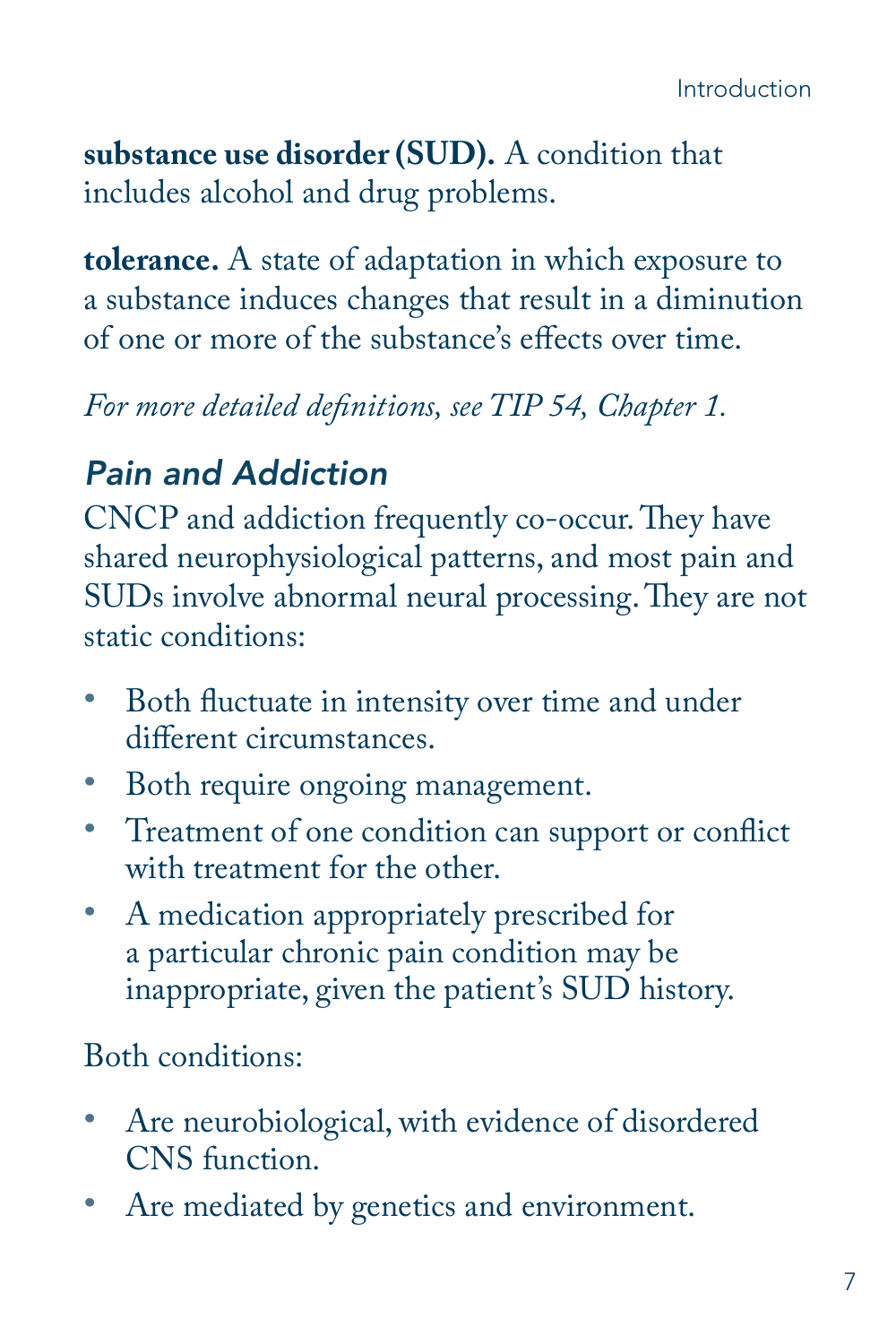**substance use disorder (SUD).** A condition that includes alcohol and drug problems.

**tolerance.** A state of adaptation in which exposure to a substance induces changes that result in a diminution of one or more of the substance's effects over time.

*For more detailed definitions, see TIP 54, Chapter 1.*

## *Pain and Addiction*

CNCP and addiction frequently co-occur. They have shared neurophysiological patterns, and most pain and SUDs involve abnormal neural processing. They are not static conditions:

- Both fluctuate in intensity over time and under different circumstances.
- Both require ongoing management.
- Treatment of one condition can support or conflict with treatment for the other.
- A medication appropriately prescribed for a particular chronic pain condition may be inappropriate, given the patient's SUD history.

Both conditions:

- Are neurobiological, with evidence of disordered CNS function.
- Are mediated by genetics and environment.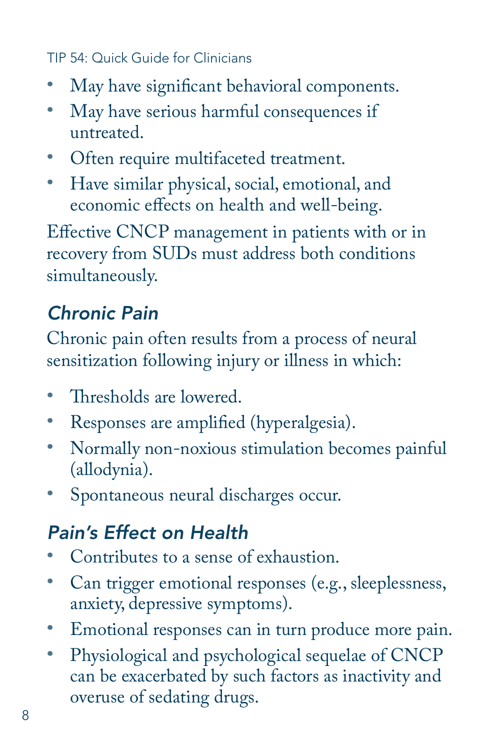- May have significant behavioral components.
- May have serious harmful consequences if untreated.
- Often require multifaceted treatment.
- Have similar physical, social, emotional, and economic effects on health and well-being.

Effective CNCP management in patients with or in recovery from SUDs must address both conditions simultaneously.

### *Chronic Pain*

Chronic pain often results from a process of neural sensitization following injury or illness in which:

- Thresholds are lowered.
- Responses are amplified (hyperalgesia).
- Normally non-noxious stimulation becomes painful (allodynia).
- Spontaneous neural discharges occur.

### *Pain's Effect on Health*

- Contributes to a sense of exhaustion.
- Can trigger emotional responses (e.g., sleeplessness, anxiety, depressive symptoms).
- Emotional responses can in turn produce more pain.
- Physiological and psychological sequelae of CNCP can be exacerbated by such factors as inactivity and overuse of sedating drugs.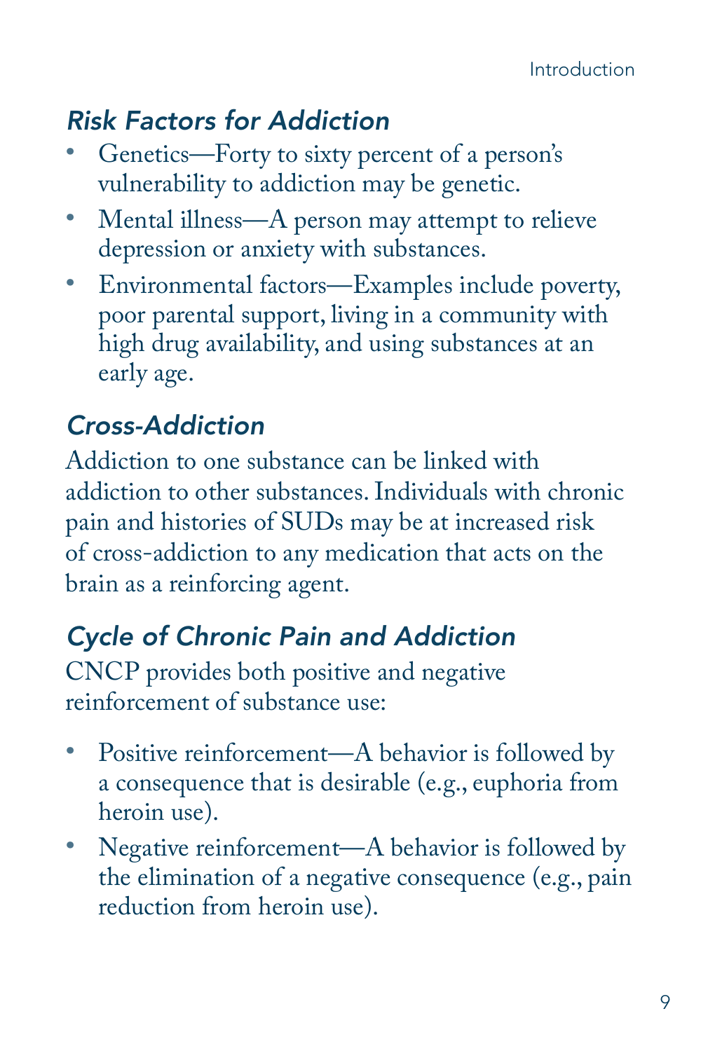### *Risk Factors for Addiction*

- Genetics—Forty to sixty percent of a person's vulnerability to addiction may be genetic.
- Mental illness—A person may attempt to relieve depression or anxiety with substances.
- Environmental factors—Examples include poverty, poor parental support, living in a community with high drug availability, and using substances at an early age.

### *Cross-Addiction*

Addiction to one substance can be linked with addiction to other substances. Individuals with chronic pain and histories of SUDs may be at increased risk of cross-addiction to any medication that acts on the brain as a reinforcing agent.

### *Cycle of Chronic Pain and Addiction*

CNCP provides both positive and negative reinforcement of substance use:

- Positive reinforcement—A behavior is followed by a consequence that is desirable (e.g., euphoria from heroin use).
- Negative reinforcement—A behavior is followed by the elimination of a negative consequence (e.g., pain reduction from heroin use).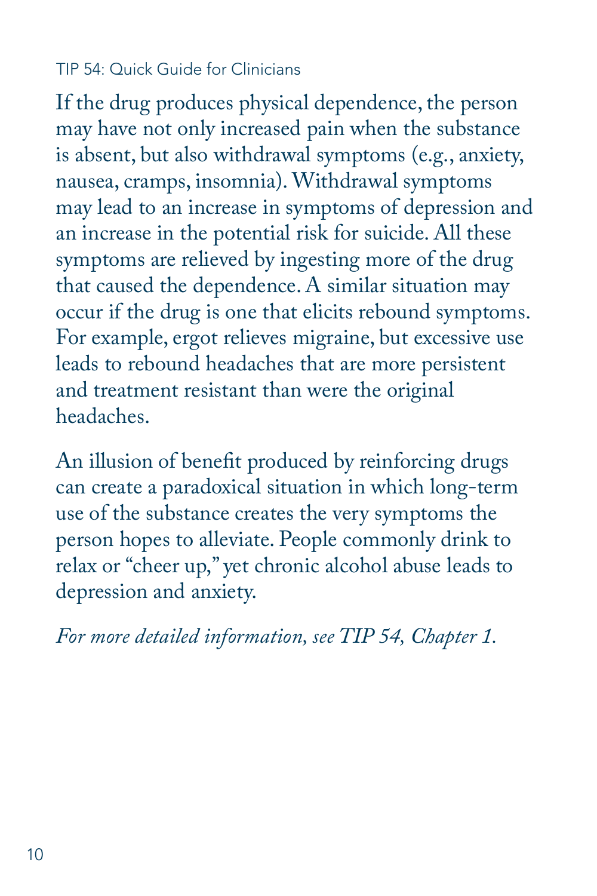If the drug produces physical dependence, the person may have not only increased pain when the substance is absent, but also withdrawal symptoms (e.g., anxiety, nausea, cramps, insomnia). Withdrawal symptoms may lead to an increase in symptoms of depression and an increase in the potential risk for suicide. All these symptoms are relieved by ingesting more of the drug that caused the dependence. A similar situation may occur if the drug is one that elicits rebound symptoms. For example, ergot relieves migraine, but excessive use leads to rebound headaches that are more persistent and treatment resistant than were the original headaches.

An illusion of benefit produced by reinforcing drugs can create a paradoxical situation in which long-term use of the substance creates the very symptoms the person hopes to alleviate. People commonly drink to relax or "cheer up," yet chronic alcohol abuse leads to depression and anxiety.

*For more detailed information, see TIP 54, Chapter 1.*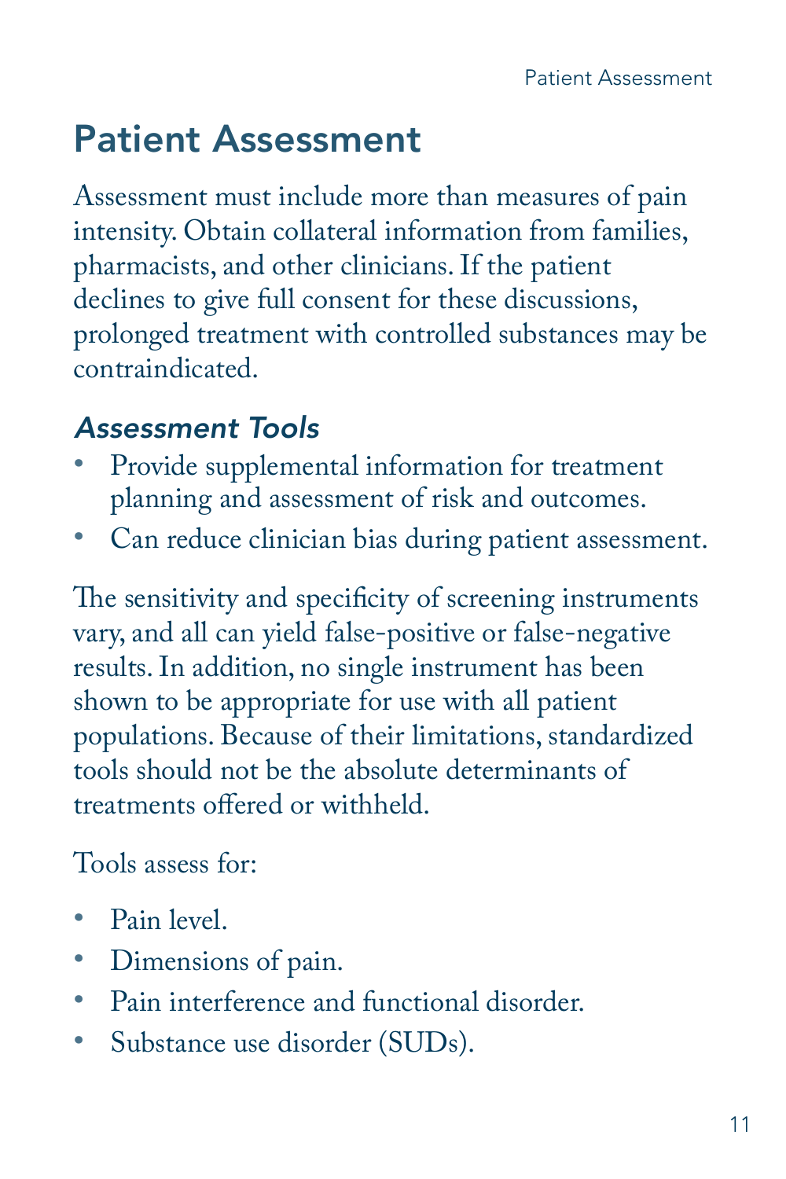# Patient Assessment

Assessment must include more than measures of pain intensity. Obtain collateral information from families, pharmacists, and other clinicians. If the patient declines to give full consent for these discussions, prolonged treatment with controlled substances may be contraindicated.

## *Assessment Tools*

- Provide supplemental information for treatment planning and assessment of risk and outcomes.
- Can reduce clinician bias during patient assessment.

The sensitivity and specificity of screening instruments vary, and all can yield false-positive or false-negative results. In addition, no single instrument has been shown to be appropriate for use with all patient populations. Because of their limitations, standardized tools should not be the absolute determinants of treatments offered or withheld.

Tools assess for:

- Pain level.
- Dimensions of pain.
- Pain interference and functional disorder.
- Substance use disorder (SUDs).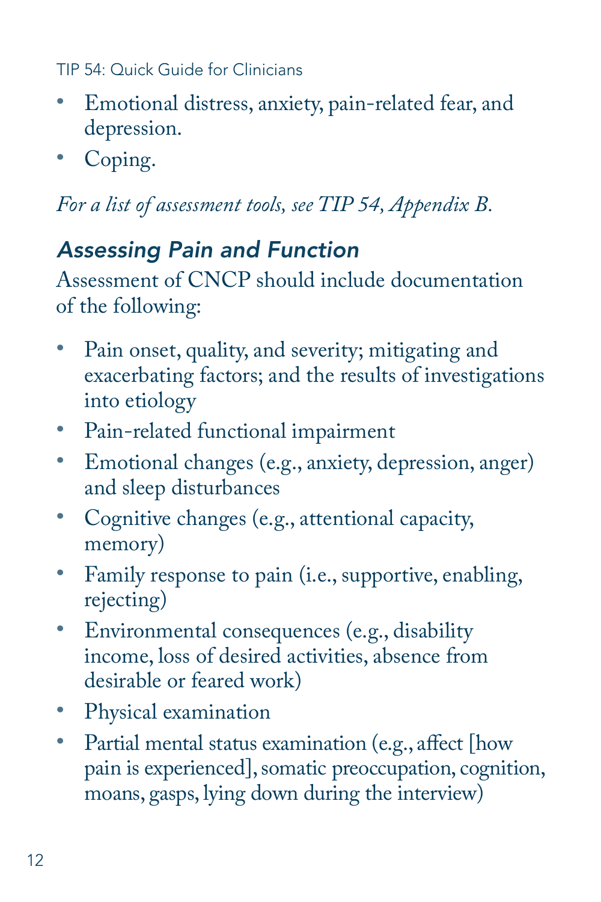- Emotional distress, anxiety, pain-related fear, and depression.
- Coping.

*For a list of assessment tools, see TIP 54, Appendix B.*

### *Assessing Pain and Function*

Assessment of CNCP should include documentation of the following:

- Pain onset, quality, and severity; mitigating and exacerbating factors; and the results of investigations into etiology
- Pain-related functional impairment
- Emotional changes (e.g., anxiety, depression, anger) and sleep disturbances
- Cognitive changes (e.g., attentional capacity, memory)
- Family response to pain (i.e., supportive, enabling, rejecting)
- Environmental consequences (e.g., disability income, loss of desired activities, absence from desirable or feared work)
- Physical examination
- Partial mental status examination (e.g., affect [how pain is experienced], somatic preoccupation, cognition, moans, gasps, lying down during the interview)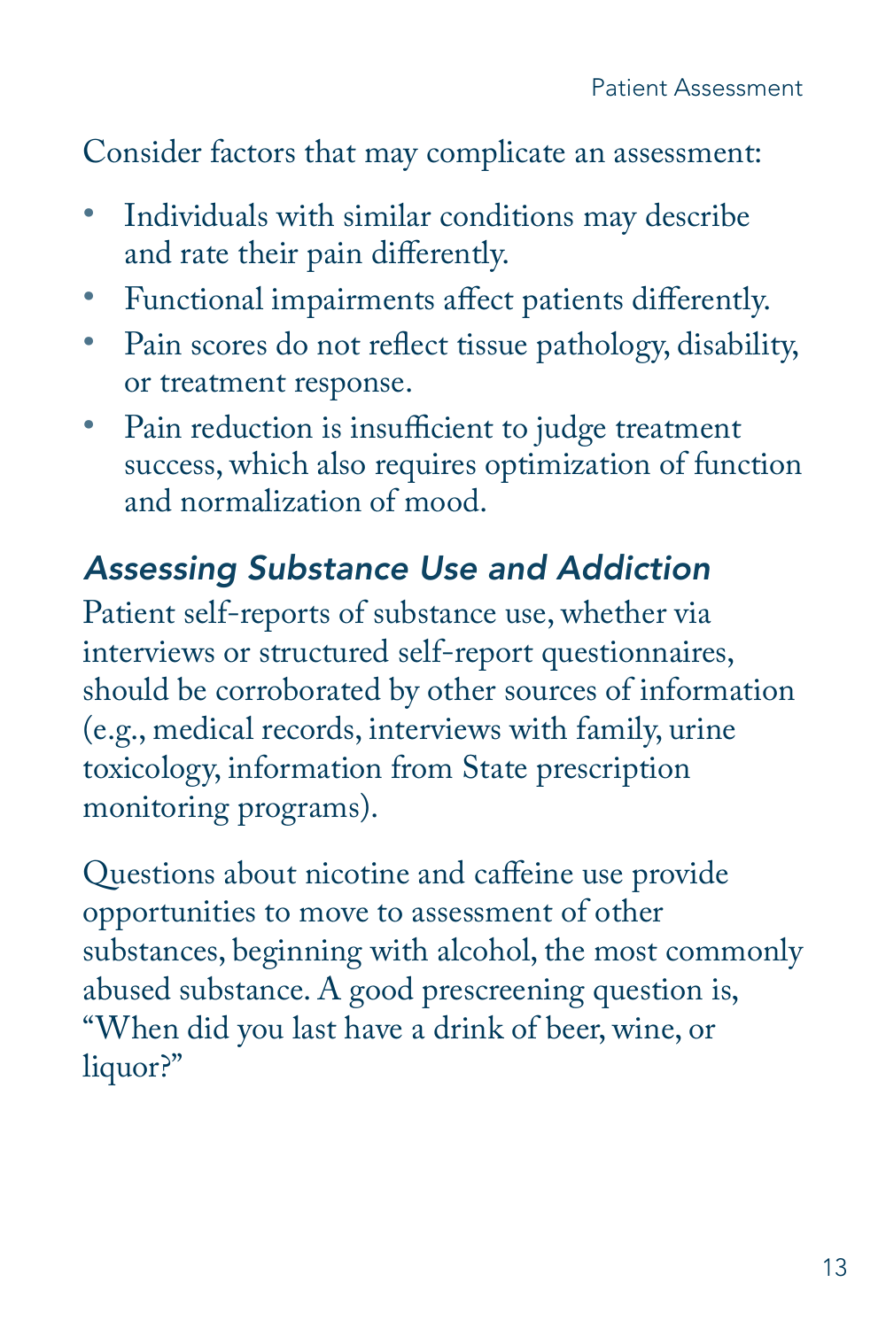Consider factors that may complicate an assessment:

- Individuals with similar conditions may describe and rate their pain differently.
- Functional impairments affect patients differently.
- Pain scores do not reflect tissue pathology, disability, or treatment response.
- Pain reduction is insufficient to judge treatment success, which also requires optimization of function and normalization of mood.

## *Assessing Substance Use and Addiction*

Patient self-reports of substance use, whether via interviews or structured self-report questionnaires, should be corroborated by other sources of information (e.g., medical records, interviews with family, urine toxicology, information from State prescription monitoring programs).

Questions about nicotine and caffeine use provide opportunities to move to assessment of other substances, beginning with alcohol, the most commonly abused substance. A good prescreening question is, "When did you last have a drink of beer, wine, or liquor?"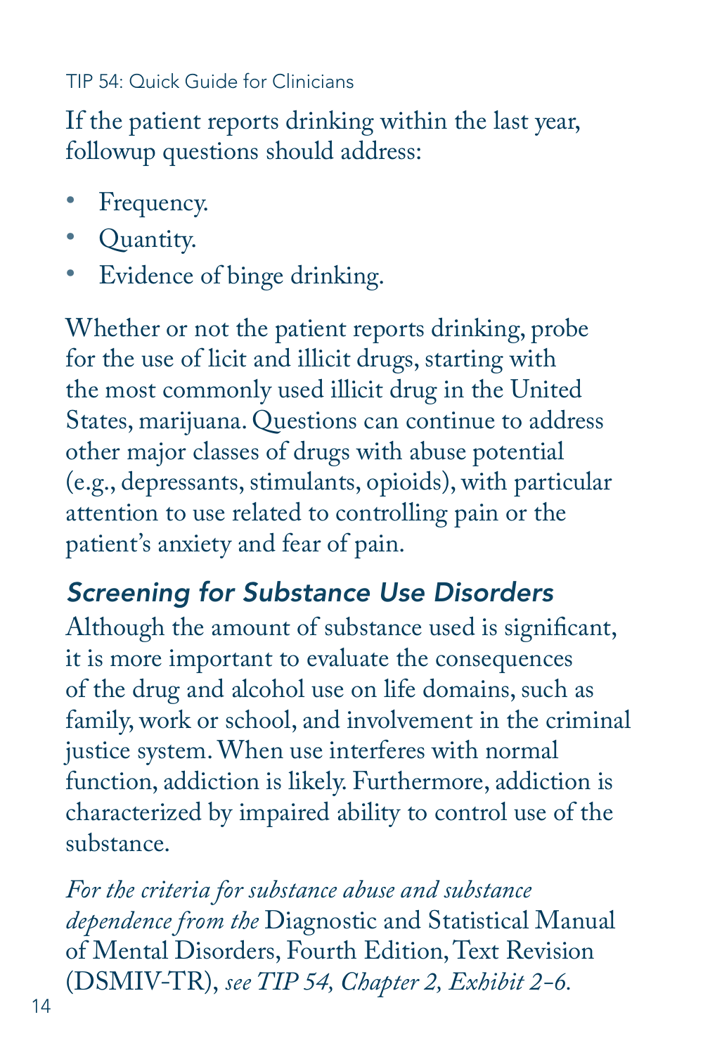If the patient reports drinking within the last year, followup questions should address:

- Frequency.
- Quantity.
- Evidence of binge drinking.

Whether or not the patient reports drinking, probe for the use of licit and illicit drugs, starting with the most commonly used illicit drug in the United States, marijuana. Questions can continue to address other major classes of drugs with abuse potential (e.g., depressants, stimulants, opioids), with particular attention to use related to controlling pain or the patient's anxiety and fear of pain.

### *Screening for Substance Use Disorders*

Although the amount of substance used is significant, it is more important to evaluate the consequences of the drug and alcohol use on life domains, such as family, work or school, and involvement in the criminal justice system. When use interferes with normal function, addiction is likely. Furthermore, addiction is characterized by impaired ability to control use of the substance.

*For the criteria for substance abuse and substance dependence from the* Diagnostic and Statistical Manual of Mental Disorders, Fourth Edition, Text Revision (DSMIV-TR), *see TIP 54, Chapter 2, Exhibit 2-6.*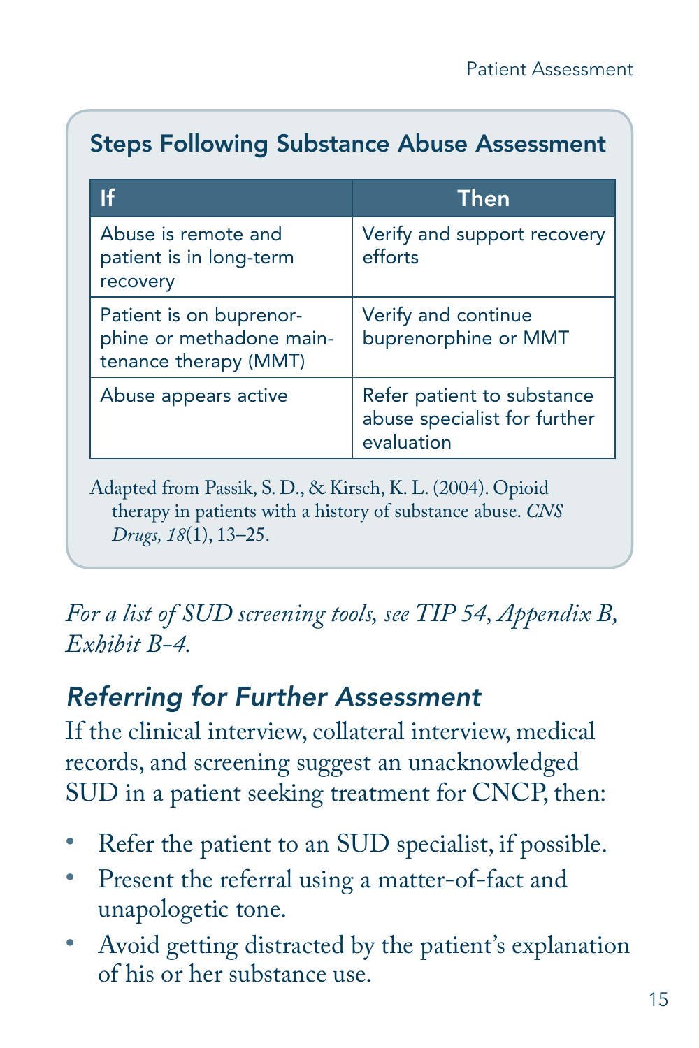### Steps Following Substance Abuse Assessment

| If | Then |
| --- | --- |
| Abuse is remote and patient is in long-term recovery | Verify and support recovery efforts |
| Patient is on buprenorphine or methadone maintenance therapy (MMT) | Verify and continue buprenorphine or MMT |
| Abuse appears active | Refer patient to substance abuse specialist for further evaluation |

Adapted from Passik, S. D., & Kirsch, K. L. (2004). Opioid therapy in patients with a history of substance abuse. *CNS Drugs, 18*(1), 13–25.

*For a list of SUD screening tools, see TIP 54, Appendix B, Exhibit B-4.*

## *Referring for Further Assessment*

If the clinical interview, collateral interview, medical records, and screening suggest an unacknowledged SUD in a patient seeking treatment for CNCP, then:

- Refer the patient to an SUD specialist, if possible.
- Present the referral using a matter-of-fact and unapologetic tone.
- Avoid getting distracted by the patient's explanation of his or her substance use.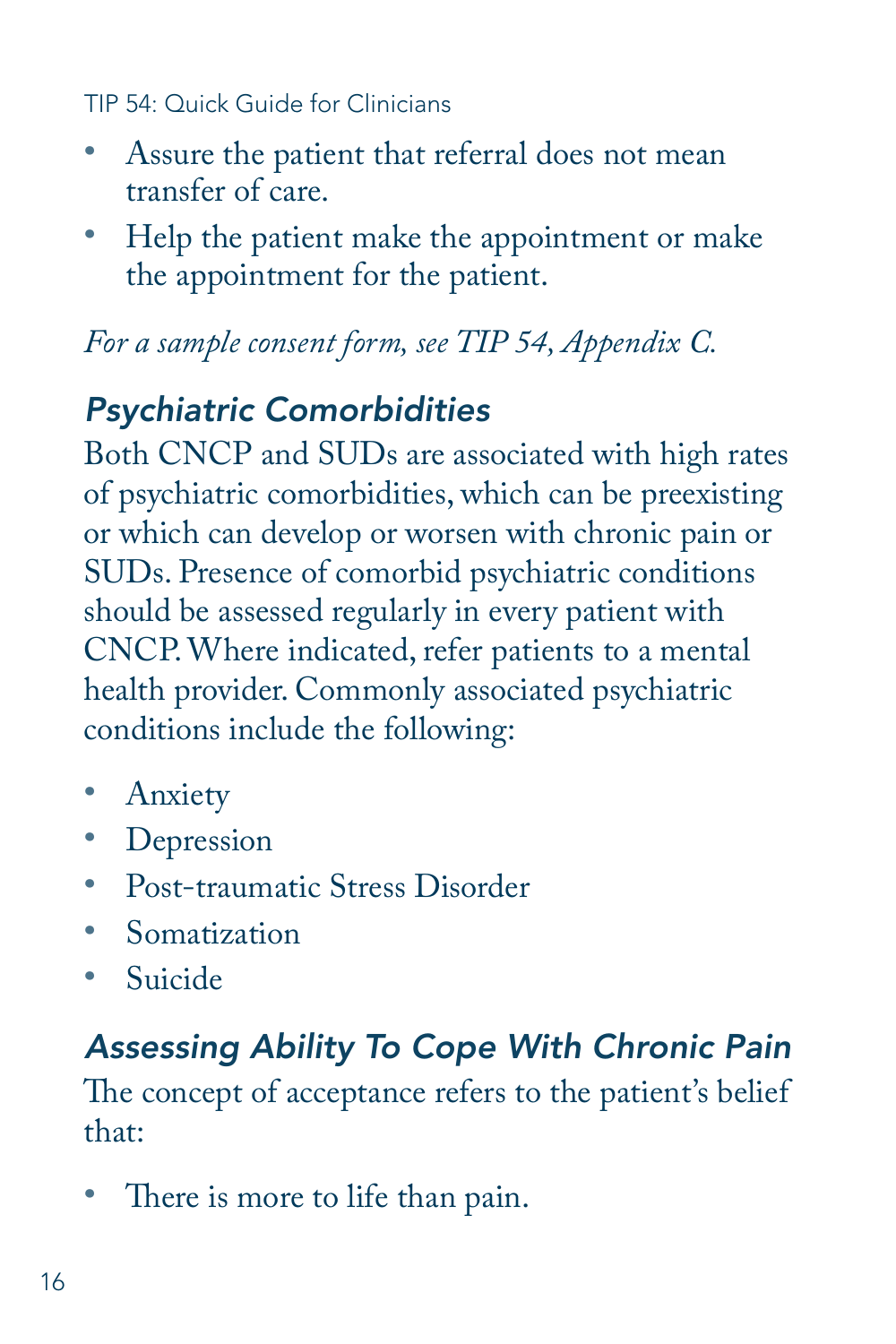- Assure the patient that referral does not mean transfer of care.
- Help the patient make the appointment or make the appointment for the patient.

*For a sample consent form, see TIP 54, Appendix C.*

### *Psychiatric Comorbidities*

Both CNCP and SUDs are associated with high rates of psychiatric comorbidities, which can be preexisting or which can develop or worsen with chronic pain or SUDs. Presence of comorbid psychiatric conditions should be assessed regularly in every patient with CNCP. Where indicated, refer patients to a mental health provider. Commonly associated psychiatric conditions include the following:

- Anxiety
- Depression
- Post-traumatic Stress Disorder
- Somatization
- Suicide

### *Assessing Ability To Cope With Chronic Pain*

The concept of acceptance refers to the patient's belief that:

- There is more to life than pain.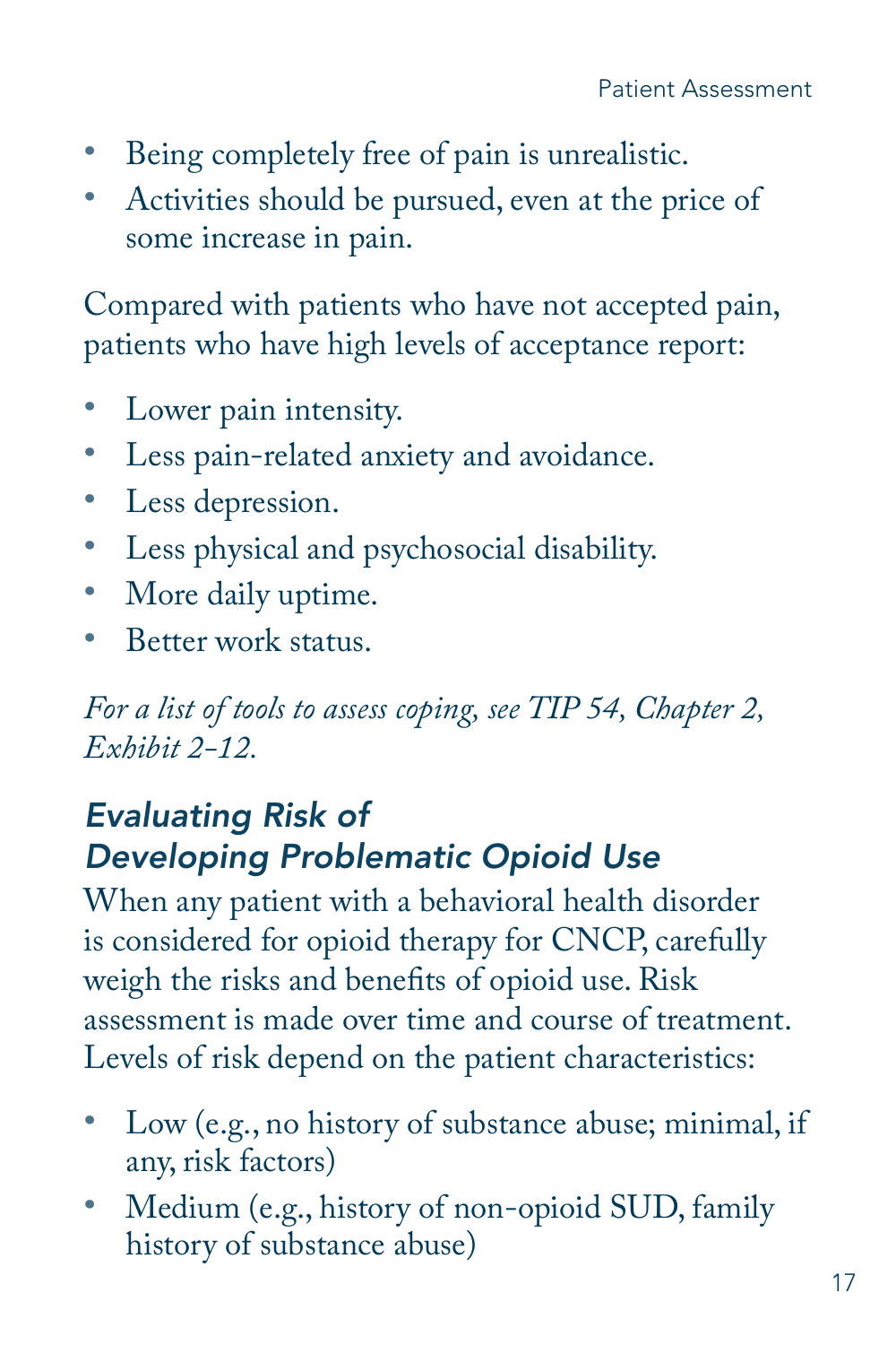- Being completely free of pain is unrealistic.
- Activities should be pursued, even at the price of some increase in pain.

Compared with patients who have not accepted pain, patients who have high levels of acceptance report:

- Lower pain intensity.
- Less pain-related anxiety and avoidance.
- Less depression.
- Less physical and psychosocial disability.
- More daily uptime.
- Better work status.

*For a list of tools to assess coping, see TIP 54, Chapter 2, Exhibit 2-12.*

### *Evaluating Risk of Developing Problematic Opioid Use*

When any patient with a behavioral health disorder is considered for opioid therapy for CNCP, carefully weigh the risks and benefits of opioid use. Risk assessment is made over time and course of treatment. Levels of risk depend on the patient characteristics:

- Low (e.g., no history of substance abuse; minimal, if any, risk factors)
- Medium (e.g., history of non-opioid SUD, family history of substance abuse)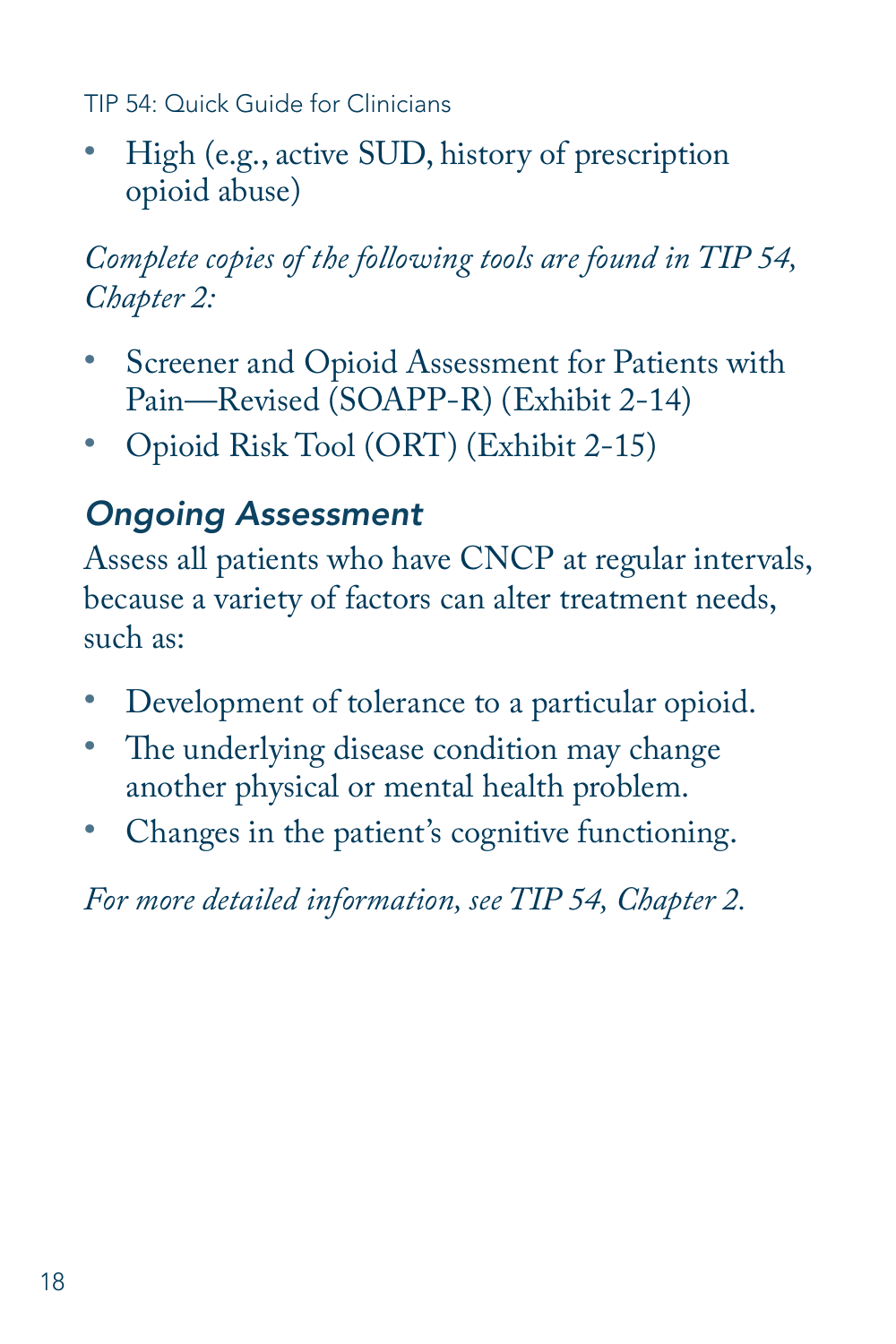- High (e.g., active SUD, history of prescription opioid abuse)

*Complete copies of the following tools are found in TIP 54, Chapter 2:*

- Screener and Opioid Assessment for Patients with Pain—Revised (SOAPP-R) (Exhibit 2-14)
- Opioid Risk Tool (ORT) (Exhibit 2-15)

### *Ongoing Assessment*

Assess all patients who have CNCP at regular intervals, because a variety of factors can alter treatment needs, such as:

- Development of tolerance to a particular opioid.
- The underlying disease condition may change another physical or mental health problem.
- Changes in the patient's cognitive functioning.

*For more detailed information, see TIP 54, Chapter 2.*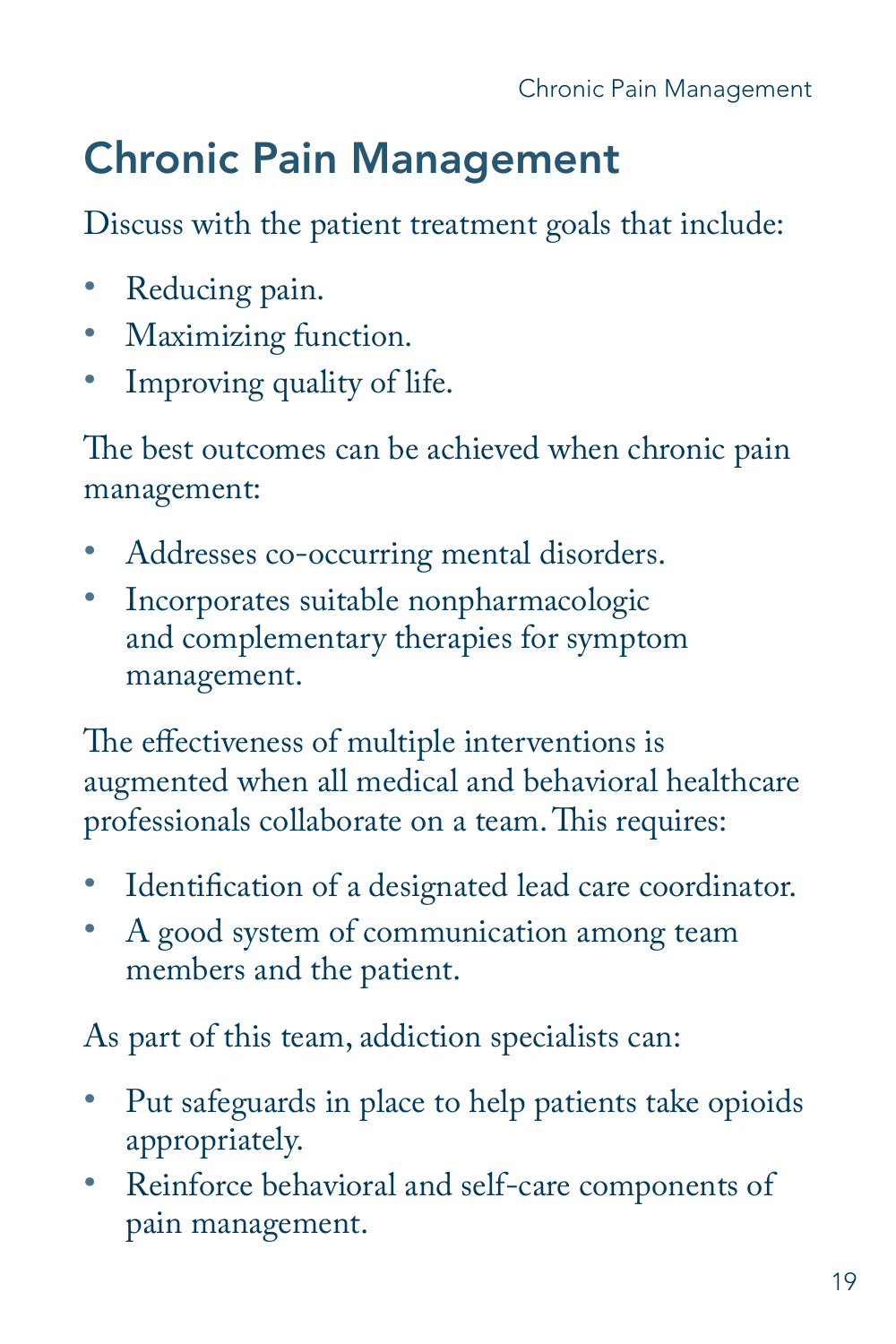# Chronic Pain Management

Discuss with the patient treatment goals that include:

- Reducing pain.
- Maximizing function.
- Improving quality of life.

The best outcomes can be achieved when chronic pain management:

- Addresses co-occurring mental disorders.
- Incorporates suitable nonpharmacologic and complementary therapies for symptom management.

The effectiveness of multiple interventions is augmented when all medical and behavioral healthcare professionals collaborate on a team. This requires:

- Identification of a designated lead care coordinator.
- A good system of communication among team members and the patient.

As part of this team, addiction specialists can:

- Put safeguards in place to help patients take opioids appropriately.
- Reinforce behavioral and self-care components of pain management.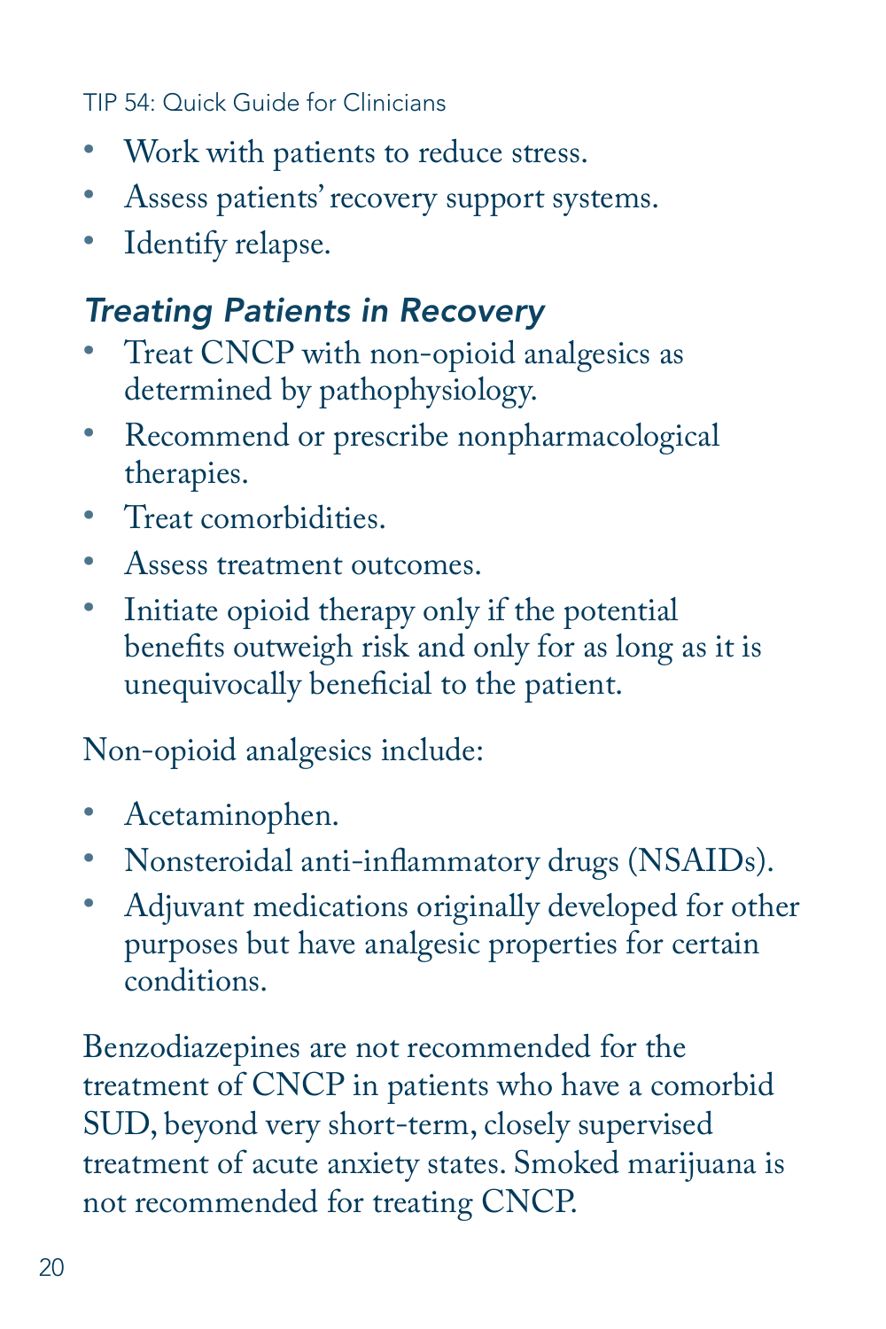- Work with patients to reduce stress.
- Assess patients' recovery support systems.
- Identify relapse.

### *Treating Patients in Recovery*

- Treat CNCP with non-opioid analgesics as determined by pathophysiology.
- Recommend or prescribe nonpharmacological therapies.
- Treat comorbidities.
- Assess treatment outcomes.
- Initiate opioid therapy only if the potential benefits outweigh risk and only for as long as it is unequivocally beneficial to the patient.

Non-opioid analgesics include:

- Acetaminophen.
- Nonsteroidal anti-inflammatory drugs (NSAIDs).
- Adjuvant medications originally developed for other purposes but have analgesic properties for certain conditions.

Benzodiazepines are not recommended for the treatment of CNCP in patients who have a comorbid SUD, beyond very short-term, closely supervised treatment of acute anxiety states. Smoked marijuana is not recommended for treating CNCP.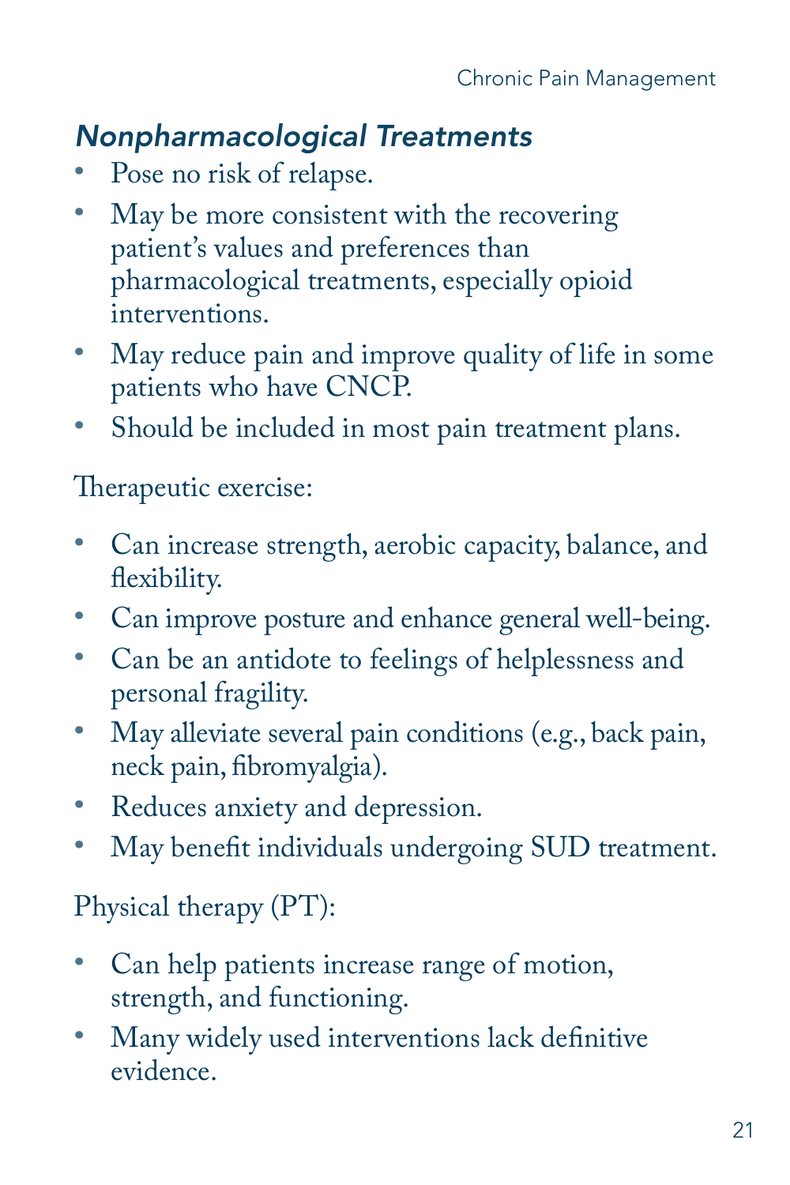### *Nonpharmacological Treatments*

- Pose no risk of relapse.
- May be more consistent with the recovering patient's values and preferences than pharmacological treatments, especially opioid interventions.
- May reduce pain and improve quality of life in some patients who have CNCP.
- Should be included in most pain treatment plans.

Therapeutic exercise:

- Can increase strength, aerobic capacity, balance, and flexibility.
- Can improve posture and enhance general well-being.
- Can be an antidote to feelings of helplessness and personal fragility.
- May alleviate several pain conditions (e.g., back pain, neck pain, fibromyalgia).
- Reduces anxiety and depression.
- May benefit individuals undergoing SUD treatment.

Physical therapy (PT):

- Can help patients increase range of motion, strength, and functioning.
- Many widely used interventions lack definitive evidence.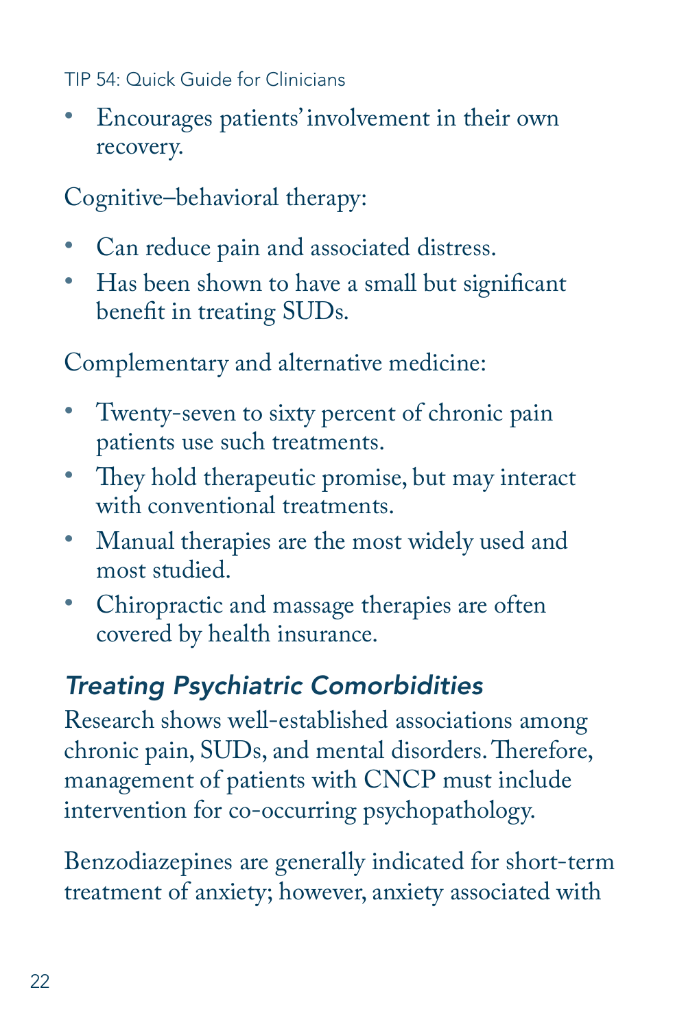- Encourages patients' involvement in their own recovery.

Cognitive–behavioral therapy:

- Can reduce pain and associated distress.
- Has been shown to have a small but significant benefit in treating SUDs.

Complementary and alternative medicine:

- Twenty-seven to sixty percent of chronic pain patients use such treatments.
- They hold therapeutic promise, but may interact with conventional treatments.
- Manual therapies are the most widely used and most studied.
- Chiropractic and massage therapies are often covered by health insurance.

### *Treating Psychiatric Comorbidities*

Research shows well-established associations among chronic pain, SUDs, and mental disorders. Therefore, management of patients with CNCP must include intervention for co-occurring psychopathology.

Benzodiazepines are generally indicated for short-term treatment of anxiety; however, anxiety associated with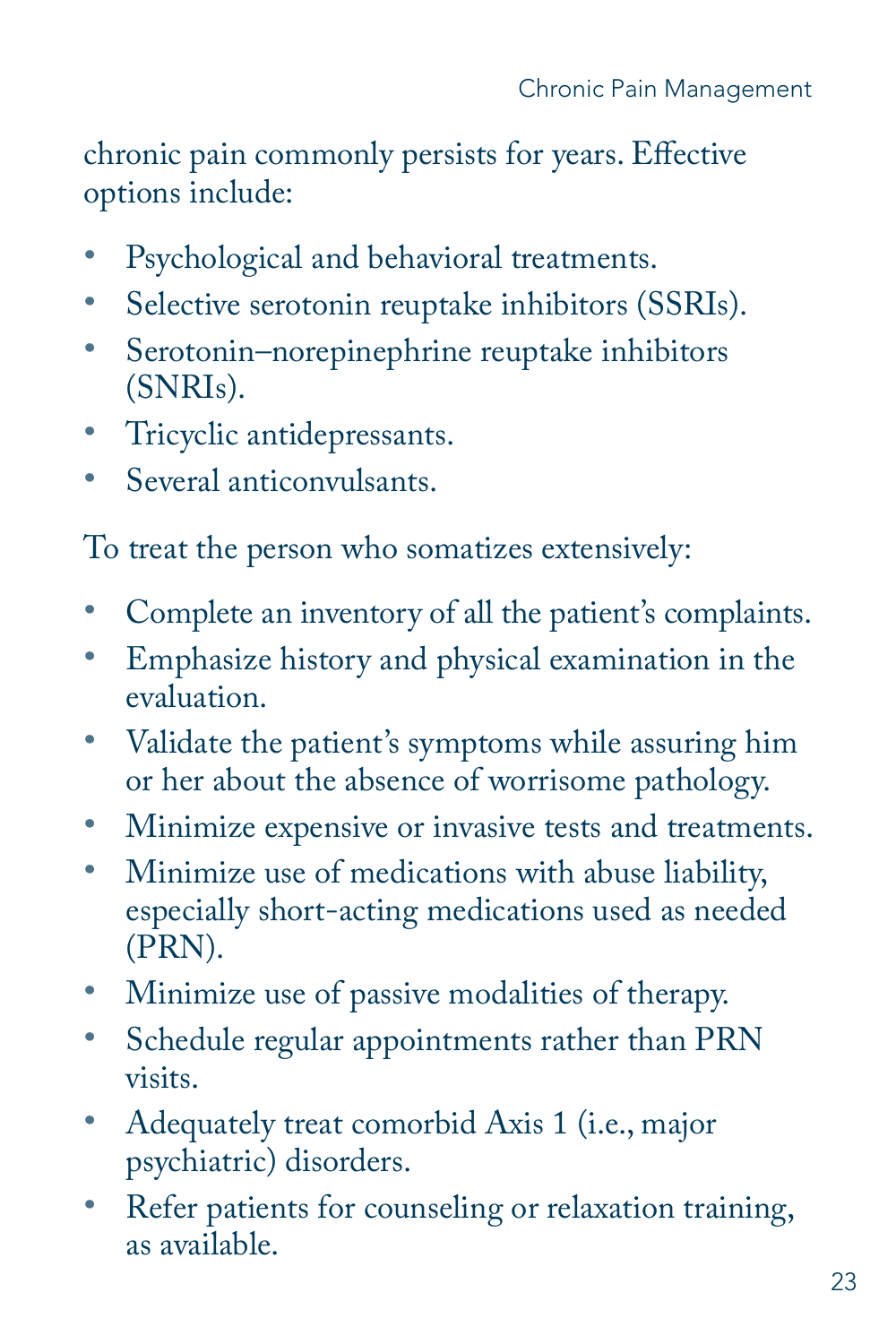chronic pain commonly persists for years. Effective options include:

- Psychological and behavioral treatments.
- Selective serotonin reuptake inhibitors (SSRIs).
- Serotonin–norepinephrine reuptake inhibitors (SNRIs).
- Tricyclic antidepressants.
- Several anticonvulsants.

To treat the person who somatizes extensively:

- Complete an inventory of all the patient's complaints.
- Emphasize history and physical examination in the evaluation.
- Validate the patient's symptoms while assuring him or her about the absence of worrisome pathology.
- Minimize expensive or invasive tests and treatments.
- Minimize use of medications with abuse liability, especially short-acting medications used as needed (PRN).
- Minimize use of passive modalities of therapy.
- Schedule regular appointments rather than PRN visits.
- Adequately treat comorbid Axis 1 (i.e., major psychiatric) disorders.
- Refer patients for counseling or relaxation training, as available.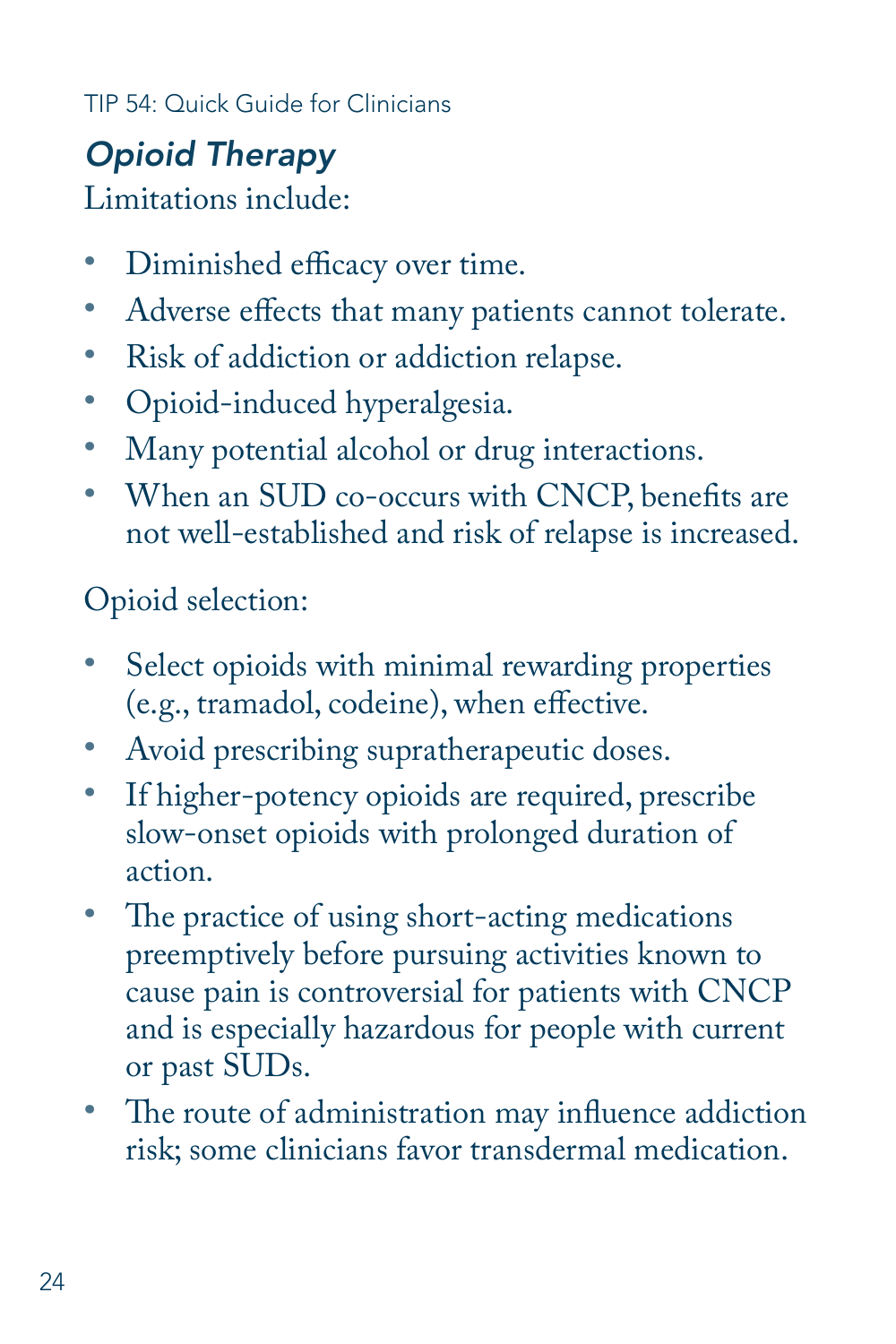## *Opioid Therapy*

Limitations include:

- Diminished efficacy over time.
- Adverse effects that many patients cannot tolerate.
- Risk of addiction or addiction relapse.
- Opioid-induced hyperalgesia.
- Many potential alcohol or drug interactions.
- When an SUD co-occurs with CNCP, benefits are not well-established and risk of relapse is increased.

Opioid selection:

- Select opioids with minimal rewarding properties (e.g., tramadol, codeine), when effective.
- Avoid prescribing supratherapeutic doses.
- If higher-potency opioids are required, prescribe slow-onset opioids with prolonged duration of action.
- The practice of using short-acting medications preemptively before pursuing activities known to cause pain is controversial for patients with CNCP and is especially hazardous for people with current or past SUDs.
- The route of administration may influence addiction risk; some clinicians favor transdermal medication.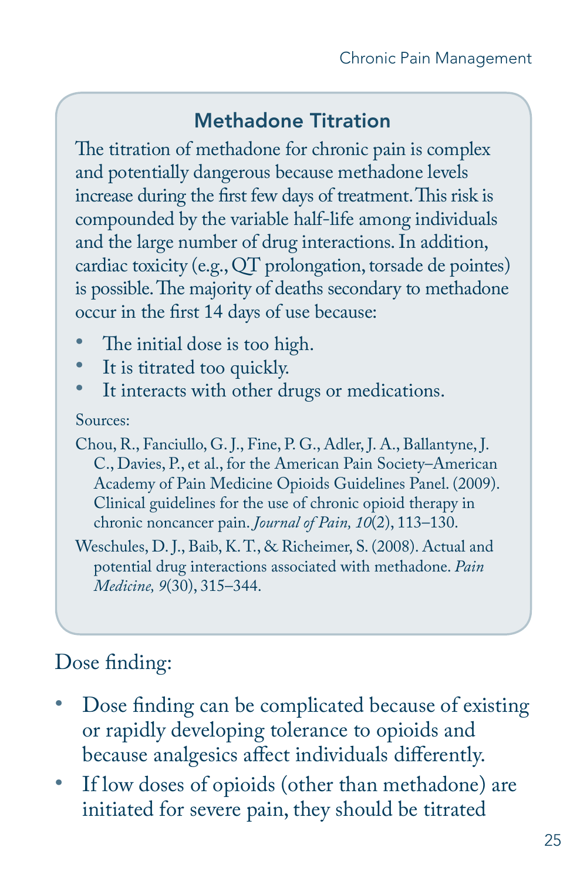### Methadone Titration

The titration of methadone for chronic pain is complex and potentially dangerous because methadone levels increase during the first few days of treatment. This risk is compounded by the variable half-life among individuals and the large number of drug interactions. In addition, cardiac toxicity (e.g., QT prolongation, torsade de pointes) is possible. The majority of deaths secondary to methadone occur in the first 14 days of use because:

- The initial dose is too high.
- It is titrated too quickly.
- It interacts with other drugs or medications.

Sources:

Chou, R., Fanciullo, G. J., Fine, P. G., Adler, J. A., Ballantyne, J. C., Davies, P., et al., for the American Pain Society–American Academy of Pain Medicine Opioids Guidelines Panel. (2009). Clinical guidelines for the use of chronic opioid therapy in chronic noncancer pain. *Journal of Pain, 10*(2), 113–130.

Weschules, D. J., Baib, K. T., & Richeimer, S. (2008). Actual and potential drug interactions associated with methadone. *Pain Medicine, 9*(30), 315–344.

Dose finding:

- Dose finding can be complicated because of existing or rapidly developing tolerance to opioids and because analgesics affect individuals differently.
- If low doses of opioids (other than methadone) are initiated for severe pain, they should be titrated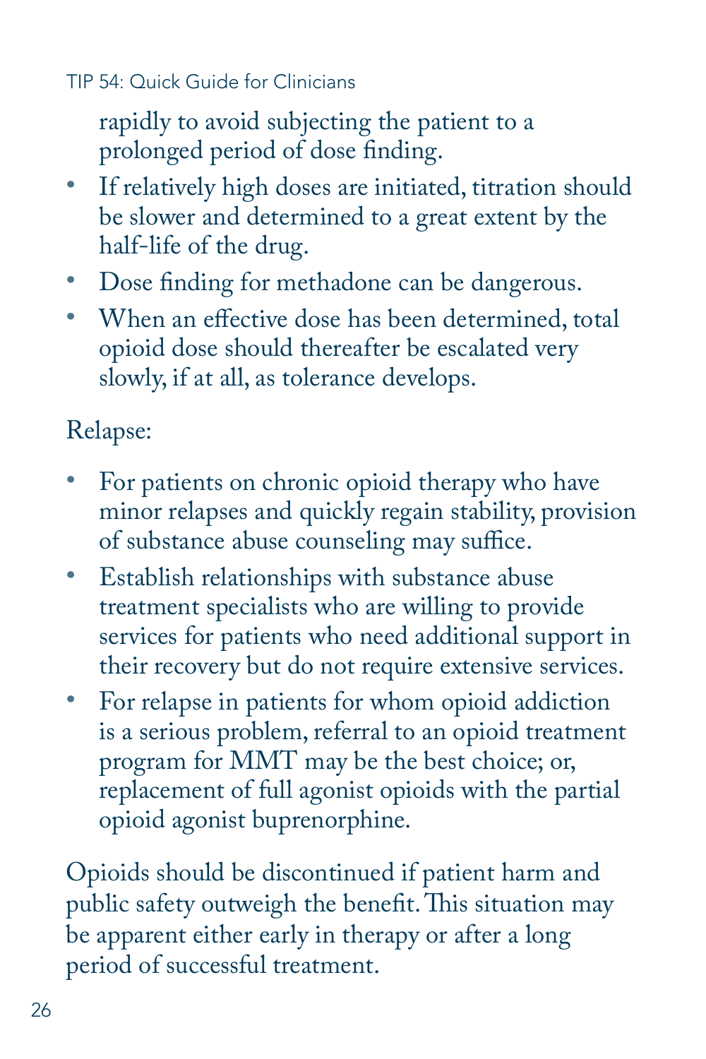rapidly to avoid subjecting the patient to a prolonged period of dose finding.

- If relatively high doses are initiated, titration should be slower and determined to a great extent by the half-life of the drug.
- Dose finding for methadone can be dangerous.
- When an effective dose has been determined, total opioid dose should thereafter be escalated very slowly, if at all, as tolerance develops.

Relapse:

- For patients on chronic opioid therapy who have minor relapses and quickly regain stability, provision of substance abuse counseling may suffice.
- Establish relationships with substance abuse treatment specialists who are willing to provide services for patients who need additional support in their recovery but do not require extensive services.
- For relapse in patients for whom opioid addiction is a serious problem, referral to an opioid treatment program for MMT may be the best choice; or, replacement of full agonist opioids with the partial opioid agonist buprenorphine.

Opioids should be discontinued if patient harm and public safety outweigh the benefit. This situation may be apparent either early in therapy or after a long period of successful treatment.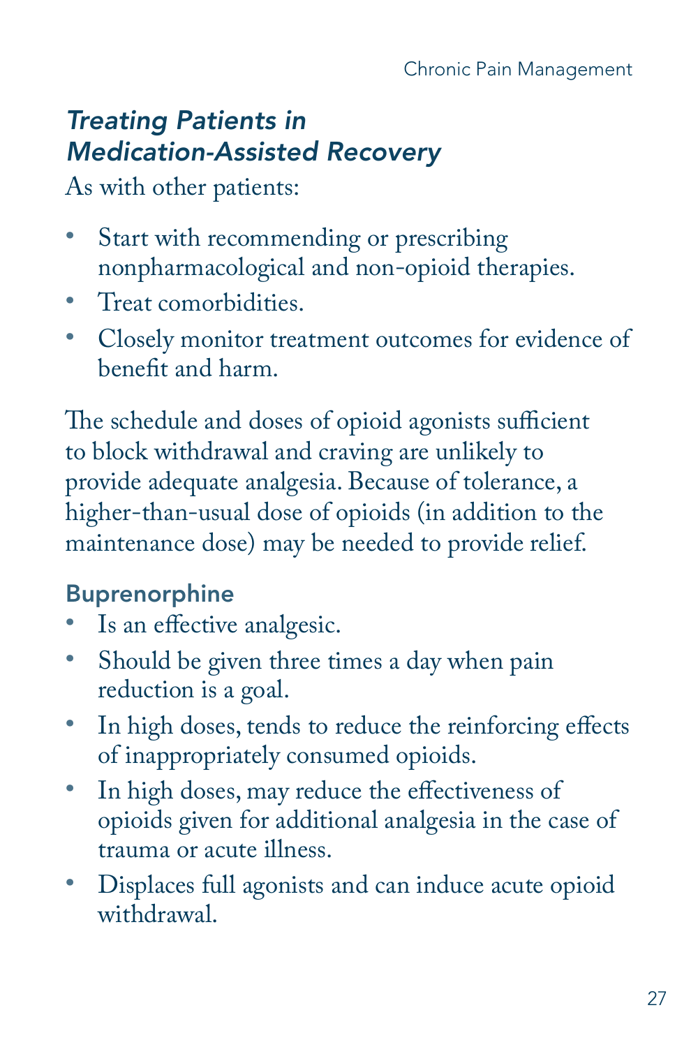## *Treating Patients in Medication-Assisted Recovery*

As with other patients:

- Start with recommending or prescribing nonpharmacological and non-opioid therapies.
- Treat comorbidities.
- Closely monitor treatment outcomes for evidence of benefit and harm.

The schedule and doses of opioid agonists sufficient to block withdrawal and craving are unlikely to provide adequate analgesia. Because of tolerance, a higher-than-usual dose of opioids (in addition to the maintenance dose) may be needed to provide relief.

### Buprenorphine

- Is an effective analgesic.
- Should be given three times a day when pain reduction is a goal.
- In high doses, tends to reduce the reinforcing effects of inappropriately consumed opioids.
- In high doses, may reduce the effectiveness of opioids given for additional analgesia in the case of trauma or acute illness.
- Displaces full agonists and can induce acute opioid withdrawal.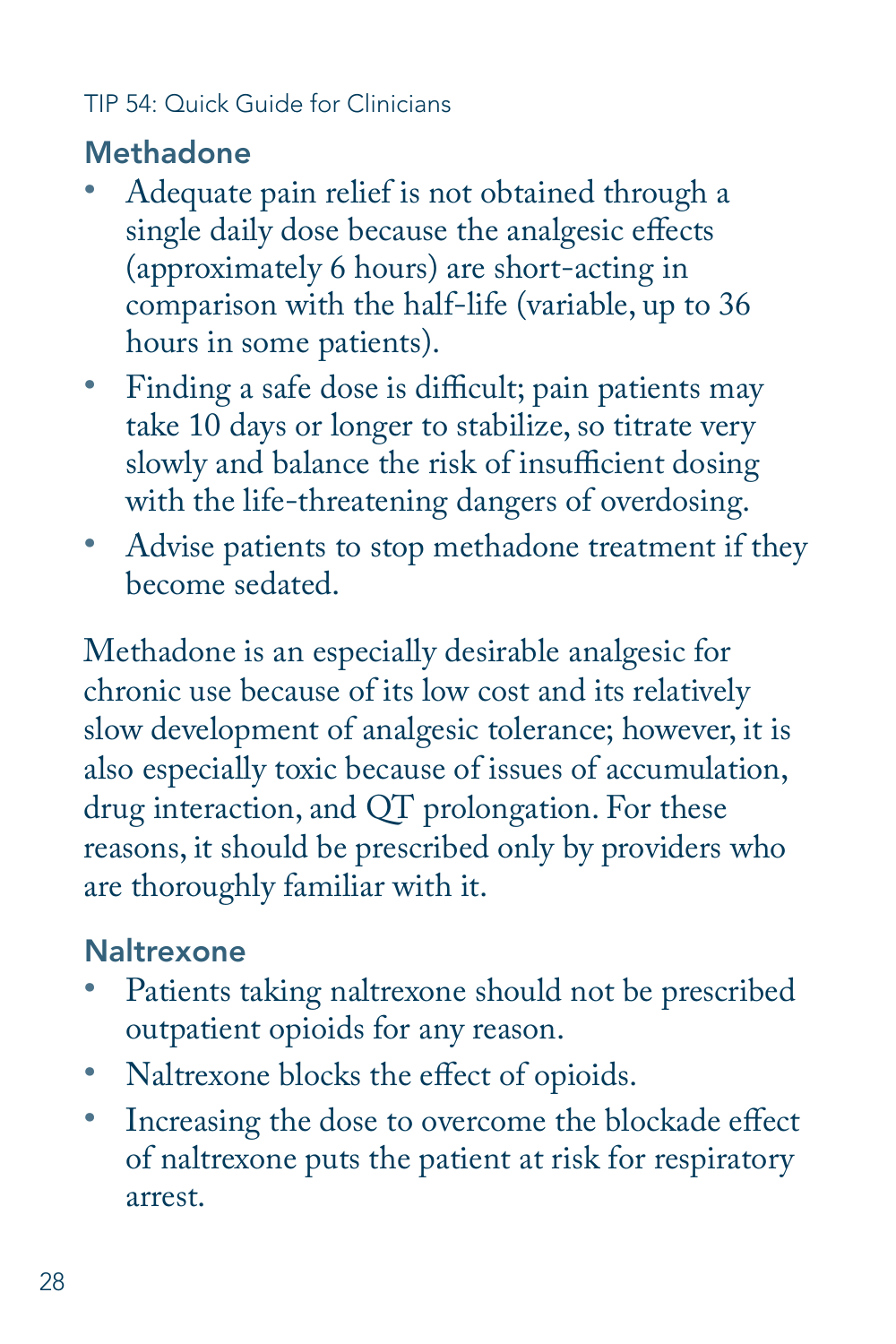## Methadone

- Adequate pain relief is not obtained through a single daily dose because the analgesic effects (approximately 6 hours) are short-acting in comparison with the half-life (variable, up to 36 hours in some patients).
- Finding a safe dose is difficult; pain patients may take 10 days or longer to stabilize, so titrate very slowly and balance the risk of insufficient dosing with the life-threatening dangers of overdosing.
- Advise patients to stop methadone treatment if they become sedated.

Methadone is an especially desirable analgesic for chronic use because of its low cost and its relatively slow development of analgesic tolerance; however, it is also especially toxic because of issues of accumulation, drug interaction, and QT prolongation. For these reasons, it should be prescribed only by providers who are thoroughly familiar with it.

## Naltrexone

- Patients taking naltrexone should not be prescribed outpatient opioids for any reason.
- Naltrexone blocks the effect of opioids.
- Increasing the dose to overcome the blockade effect of naltrexone puts the patient at risk for respiratory arrest.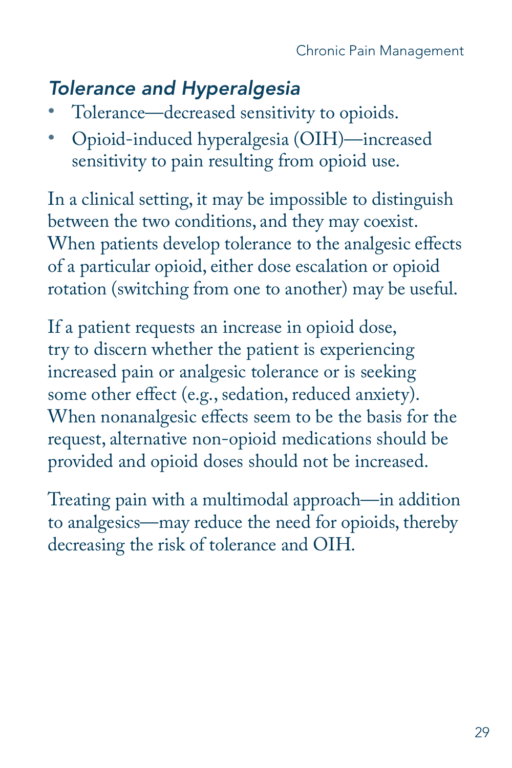### *Tolerance and Hyperalgesia*

- Tolerance—decreased sensitivity to opioids.
- Opioid-induced hyperalgesia (OIH)—increased sensitivity to pain resulting from opioid use.

In a clinical setting, it may be impossible to distinguish between the two conditions, and they may coexist. When patients develop tolerance to the analgesic effects of a particular opioid, either dose escalation or opioid rotation (switching from one to another) may be useful.

If a patient requests an increase in opioid dose, try to discern whether the patient is experiencing increased pain or analgesic tolerance or is seeking some other effect (e.g., sedation, reduced anxiety). When nonanalgesic effects seem to be the basis for the request, alternative non-opioid medications should be provided and opioid doses should not be increased.

Treating pain with a multimodal approach—in addition to analgesics—may reduce the need for opioids, thereby decreasing the risk of tolerance and OIH.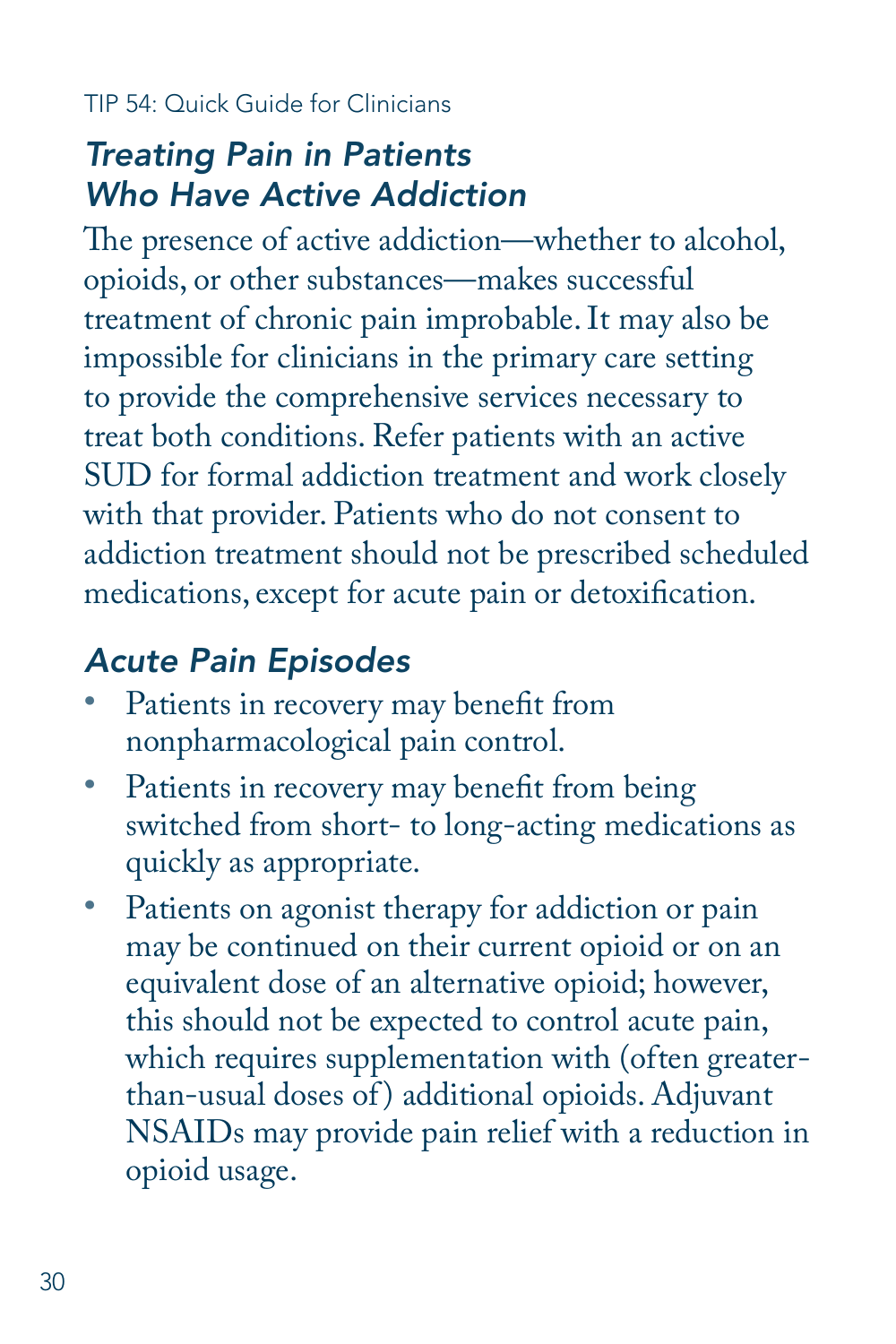## *Treating Pain in Patients Who Have Active Addiction*

The presence of active addiction—whether to alcohol, opioids, or other substances—makes successful treatment of chronic pain improbable. It may also be impossible for clinicians in the primary care setting to provide the comprehensive services necessary to treat both conditions. Refer patients with an active SUD for formal addiction treatment and work closely with that provider. Patients who do not consent to addiction treatment should not be prescribed scheduled medications, except for acute pain or detoxification.

## *Acute Pain Episodes*

- Patients in recovery may benefit from nonpharmacological pain control.
- Patients in recovery may benefit from being switched from short- to long-acting medications as quickly as appropriate.
- Patients on agonist therapy for addiction or pain may be continued on their current opioid or on an equivalent dose of an alternative opioid; however, this should not be expected to control acute pain, which requires supplementation with (often greater-than-usual doses of) additional opioids. Adjuvant NSAIDs may provide pain relief with a reduction in opioid usage.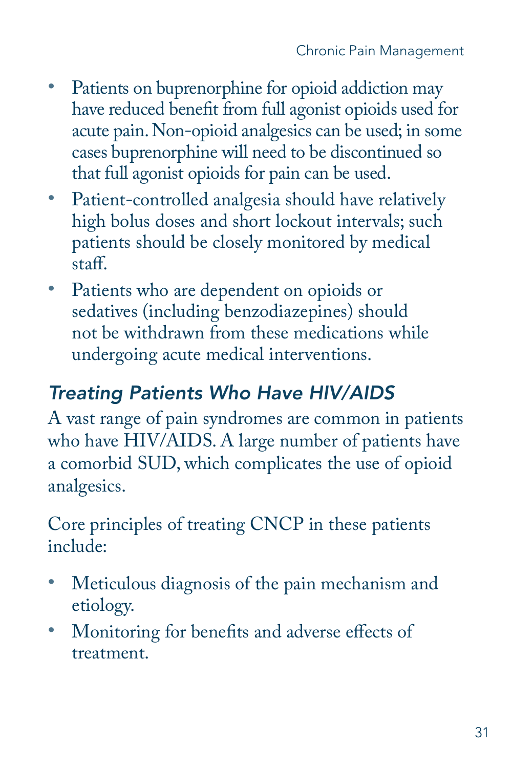- Patients on buprenorphine for opioid addiction may have reduced benefit from full agonist opioids used for acute pain. Non-opioid analgesics can be used; in some cases buprenorphine will need to be discontinued so that full agonist opioids for pain can be used.
- Patient-controlled analgesia should have relatively high bolus doses and short lockout intervals; such patients should be closely monitored by medical staff.
- Patients who are dependent on opioids or sedatives (including benzodiazepines) should not be withdrawn from these medications while undergoing acute medical interventions.

### *Treating Patients Who Have HIV/AIDS*

A vast range of pain syndromes are common in patients who have HIV/AIDS. A large number of patients have a comorbid SUD, which complicates the use of opioid analgesics.

Core principles of treating CNCP in these patients include:

- Meticulous diagnosis of the pain mechanism and etiology.
- Monitoring for benefits and adverse effects of treatment.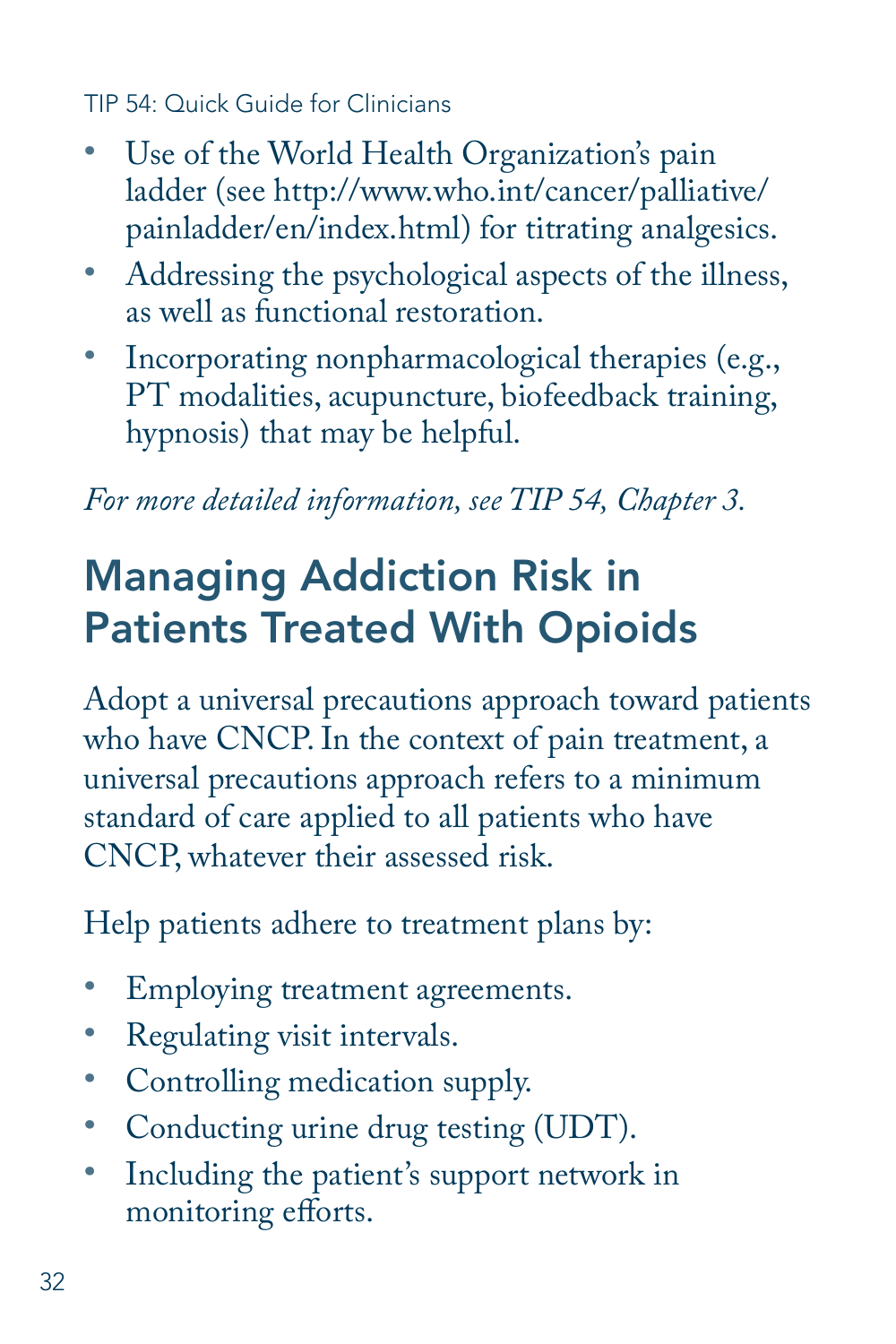- Use of the World Health Organization's pain ladder (see http://www.who.int/cancer/palliative/painladder/en/index.html) for titrating analgesics.
- Addressing the psychological aspects of the illness, as well as functional restoration.
- Incorporating nonpharmacological therapies (e.g., PT modalities, acupuncture, biofeedback training, hypnosis) that may be helpful.

*For more detailed information, see TIP 54, Chapter 3.*

## Managing Addiction Risk in Patients Treated With Opioids

Adopt a universal precautions approach toward patients who have CNCP. In the context of pain treatment, a universal precautions approach refers to a minimum standard of care applied to all patients who have CNCP, whatever their assessed risk.

Help patients adhere to treatment plans by:

- Employing treatment agreements.
- Regulating visit intervals.
- Controlling medication supply.
- Conducting urine drug testing (UDT).
- Including the patient's support network in monitoring efforts.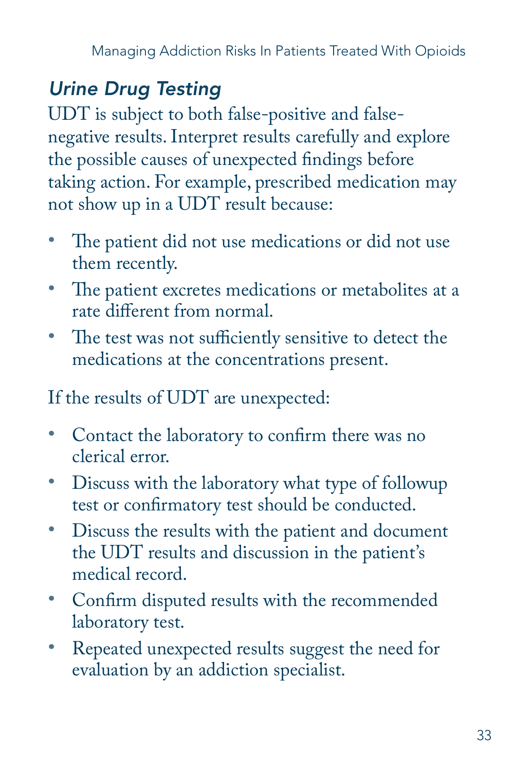### *Urine Drug Testing*

UDT is subject to both false-positive and false-negative results. Interpret results carefully and explore the possible causes of unexpected findings before taking action. For example, prescribed medication may not show up in a UDT result because:

- The patient did not use medications or did not use them recently.
- The patient excretes medications or metabolites at a rate different from normal.
- The test was not sufficiently sensitive to detect the medications at the concentrations present.

If the results of UDT are unexpected:

- Contact the laboratory to confirm there was no clerical error.
- Discuss with the laboratory what type of followup test or confirmatory test should be conducted.
- Discuss the results with the patient and document the UDT results and discussion in the patient's medical record.
- Confirm disputed results with the recommended laboratory test.
- Repeated unexpected results suggest the need for evaluation by an addiction specialist.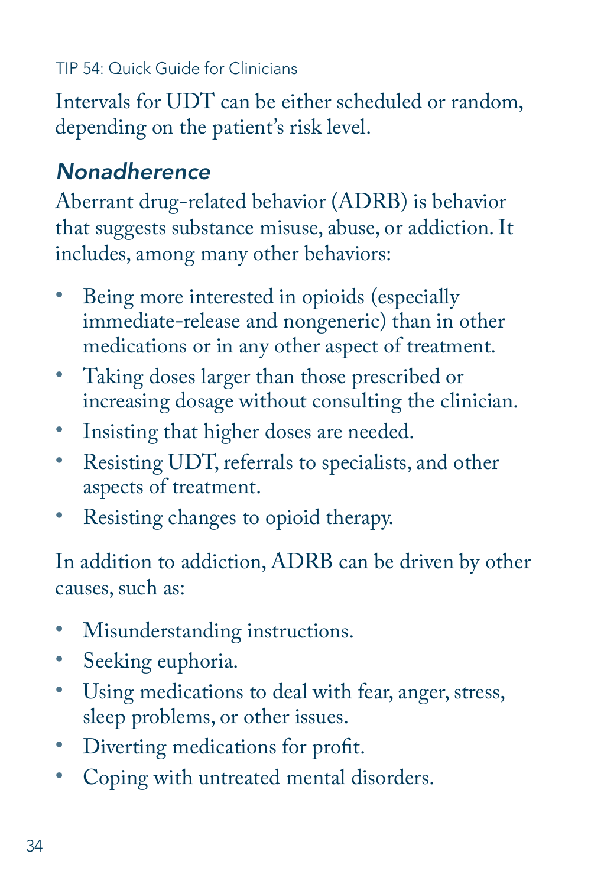Intervals for UDT can be either scheduled or random, depending on the patient's risk level.

### *Nonadherence*

Aberrant drug-related behavior (ADRB) is behavior that suggests substance misuse, abuse, or addiction. It includes, among many other behaviors:

- Being more interested in opioids (especially immediate-release and nongeneric) than in other medications or in any other aspect of treatment.
- Taking doses larger than those prescribed or increasing dosage without consulting the clinician.
- Insisting that higher doses are needed.
- Resisting UDT, referrals to specialists, and other aspects of treatment.
- Resisting changes to opioid therapy.

In addition to addiction, ADRB can be driven by other causes, such as:

- Misunderstanding instructions.
- Seeking euphoria.
- Using medications to deal with fear, anger, stress, sleep problems, or other issues.
- Diverting medications for profit.
- Coping with untreated mental disorders.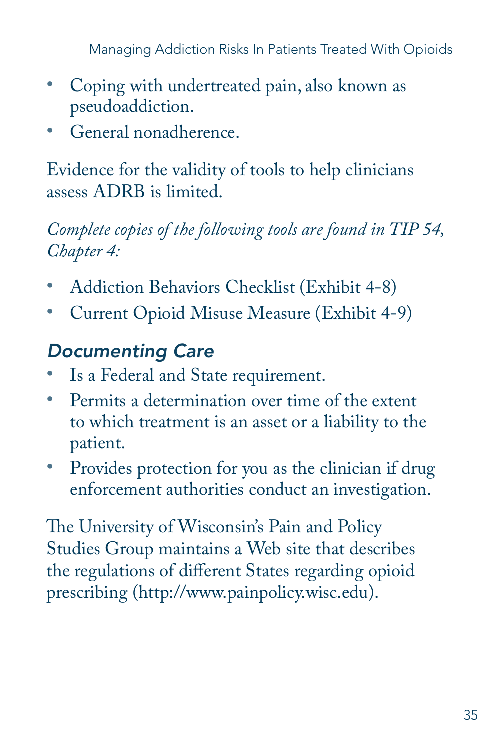- Coping with undertreated pain, also known as pseudoaddiction.
- General nonadherence.

Evidence for the validity of tools to help clinicians assess ADRB is limited.

*Complete copies of the following tools are found in TIP 54, Chapter 4:*

- Addiction Behaviors Checklist (Exhibit 4-8)
- Current Opioid Misuse Measure (Exhibit 4-9)

## *Documenting Care*

- Is a Federal and State requirement.
- Permits a determination over time of the extent to which treatment is an asset or a liability to the patient.
- Provides protection for you as the clinician if drug enforcement authorities conduct an investigation.

The University of Wisconsin's Pain and Policy Studies Group maintains a Web site that describes the regulations of different States regarding opioid prescribing (http://www.painpolicy.wisc.edu).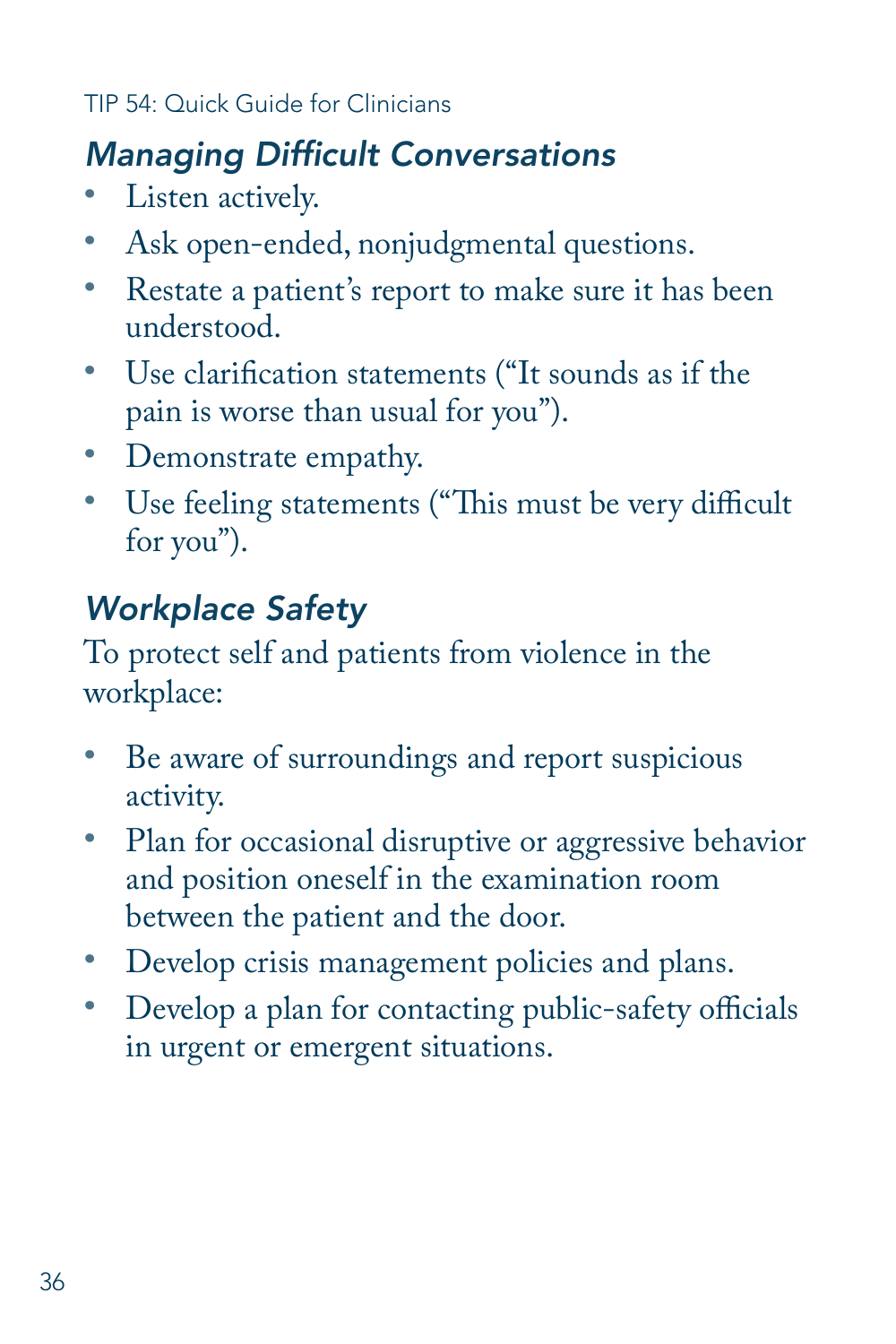## *Managing Difficult Conversations*

- Listen actively.
- Ask open-ended, nonjudgmental questions.
- Restate a patient's report to make sure it has been understood.
- Use clarification statements ("It sounds as if the pain is worse than usual for you").
- Demonstrate empathy.
- Use feeling statements ("This must be very difficult for you").

## *Workplace Safety*

To protect self and patients from violence in the workplace:

- Be aware of surroundings and report suspicious activity.
- Plan for occasional disruptive or aggressive behavior and position oneself in the examination room between the patient and the door.
- Develop crisis management policies and plans.
- Develop a plan for contacting public-safety officials in urgent or emergent situations.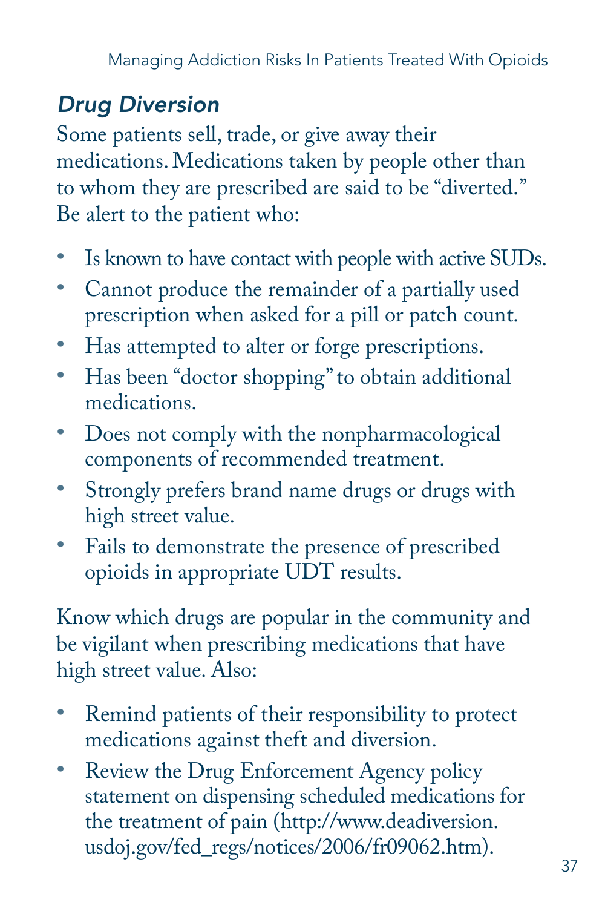### *Drug Diversion*

Some patients sell, trade, or give away their medications. Medications taken by people other than to whom they are prescribed are said to be "diverted." Be alert to the patient who:

- Is known to have contact with people with active SUDs.
- Cannot produce the remainder of a partially used prescription when asked for a pill or patch count.
- Has attempted to alter or forge prescriptions.
- Has been "doctor shopping" to obtain additional medications.
- Does not comply with the nonpharmacological components of recommended treatment.
- Strongly prefers brand name drugs or drugs with high street value.
- Fails to demonstrate the presence of prescribed opioids in appropriate UDT results.

Know which drugs are popular in the community and be vigilant when prescribing medications that have high street value. Also:

- Remind patients of their responsibility to protect medications against theft and diversion.
- Review the Drug Enforcement Agency policy statement on dispensing scheduled medications for the treatment of pain (http://www.deadiversion.usdoj.gov/fed_regs/notices/2006/fr09062.htm).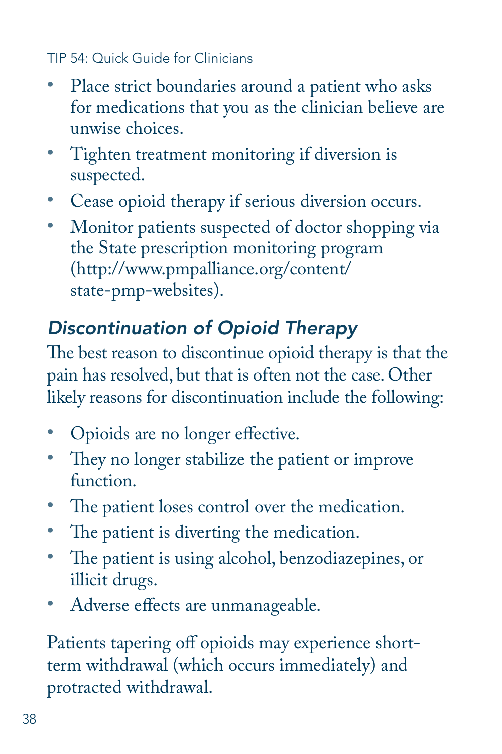- Place strict boundaries around a patient who asks for medications that you as the clinician believe are unwise choices.
- Tighten treatment monitoring if diversion is suspected.
- Cease opioid therapy if serious diversion occurs.
- Monitor patients suspected of doctor shopping via the State prescription monitoring program (http://www.pmpalliance.org/content/state-pmp-websites).

## *Discontinuation of Opioid Therapy*

The best reason to discontinue opioid therapy is that the pain has resolved, but that is often not the case. Other likely reasons for discontinuation include the following:

- Opioids are no longer effective.
- They no longer stabilize the patient or improve function.
- The patient loses control over the medication.
- The patient is diverting the medication.
- The patient is using alcohol, benzodiazepines, or illicit drugs.
- Adverse effects are unmanageable.

Patients tapering off opioids may experience short-term withdrawal (which occurs immediately) and protracted withdrawal.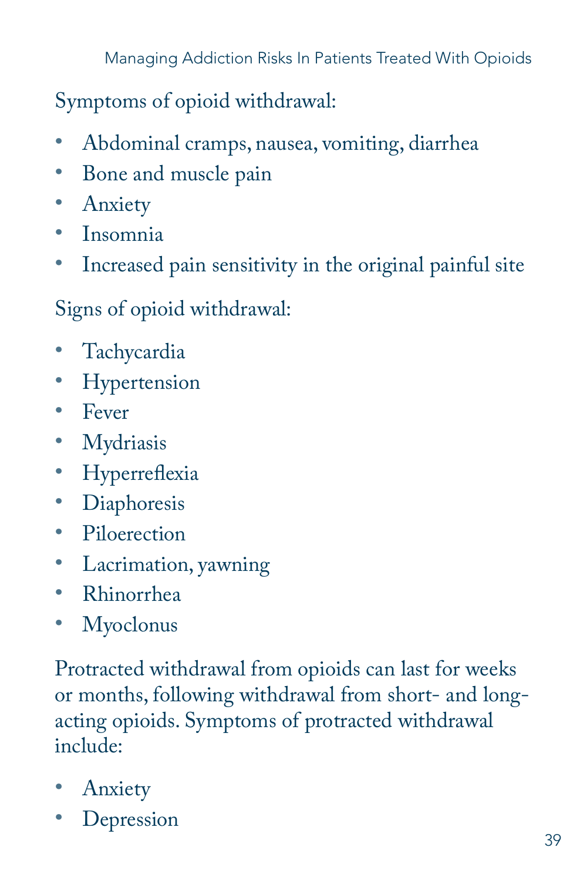Symptoms of opioid withdrawal:

- Abdominal cramps, nausea, vomiting, diarrhea
- Bone and muscle pain
- Anxiety
- Insomnia
- Increased pain sensitivity in the original painful site

Signs of opioid withdrawal:

- Tachycardia
- Hypertension
- Fever
- Mydriasis
- Hyperreflexia
- Diaphoresis
- Piloerection
- Lacrimation, yawning
- Rhinorrhea
- Myoclonus

Protracted withdrawal from opioids can last for weeks or months, following withdrawal from short- and long-acting opioids. Symptoms of protracted withdrawal include:

- Anxiety
- Depression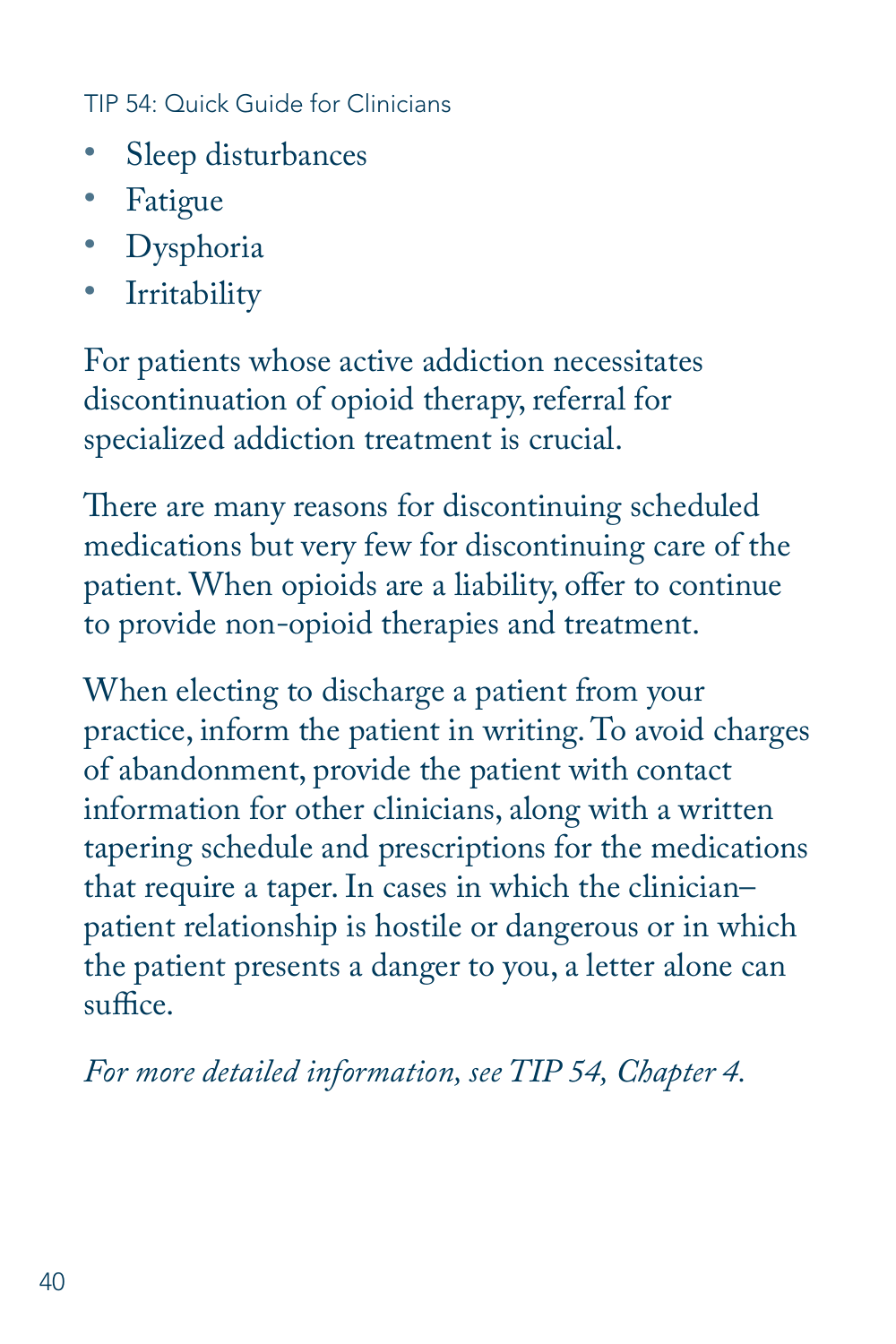- Sleep disturbances
- Fatigue
- Dysphoria
- Irritability

For patients whose active addiction necessitates discontinuation of opioid therapy, referral for specialized addiction treatment is crucial.

There are many reasons for discontinuing scheduled medications but very few for discontinuing care of the patient. When opioids are a liability, offer to continue to provide non-opioid therapies and treatment.

When electing to discharge a patient from your practice, inform the patient in writing. To avoid charges of abandonment, provide the patient with contact information for other clinicians, along with a written tapering schedule and prescriptions for the medications that require a taper. In cases in which the clinician–patient relationship is hostile or dangerous or in which the patient presents a danger to you, a letter alone can suffice.

*For more detailed information, see TIP 54, Chapter 4.*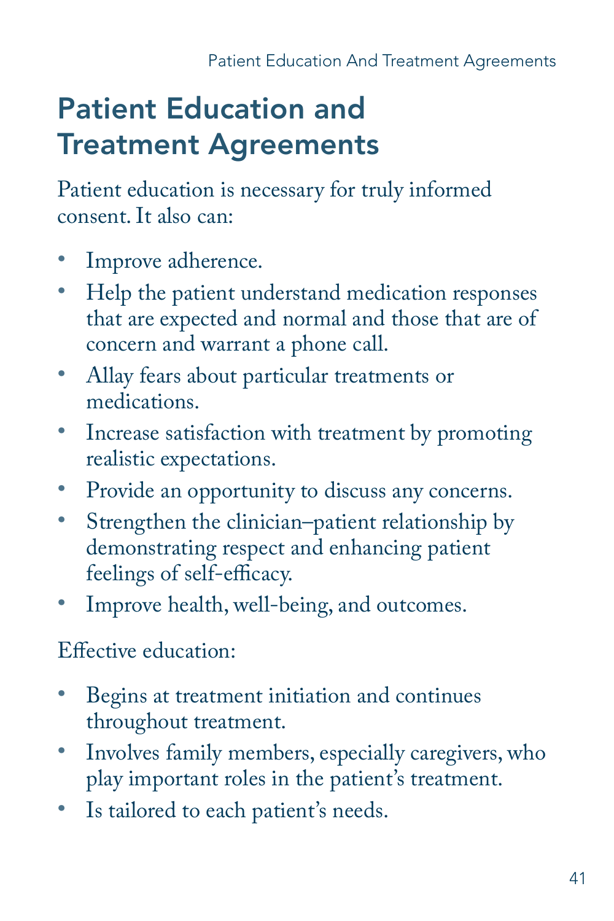# Patient Education and Treatment Agreements

Patient education is necessary for truly informed consent. It also can:

- Improve adherence.
- Help the patient understand medication responses that are expected and normal and those that are of concern and warrant a phone call.
- Allay fears about particular treatments or medications.
- Increase satisfaction with treatment by promoting realistic expectations.
- Provide an opportunity to discuss any concerns.
- Strengthen the clinician–patient relationship by demonstrating respect and enhancing patient feelings of self-efficacy.
- Improve health, well-being, and outcomes.

Effective education:

- Begins at treatment initiation and continues throughout treatment.
- Involves family members, especially caregivers, who play important roles in the patient's treatment.
- Is tailored to each patient's needs.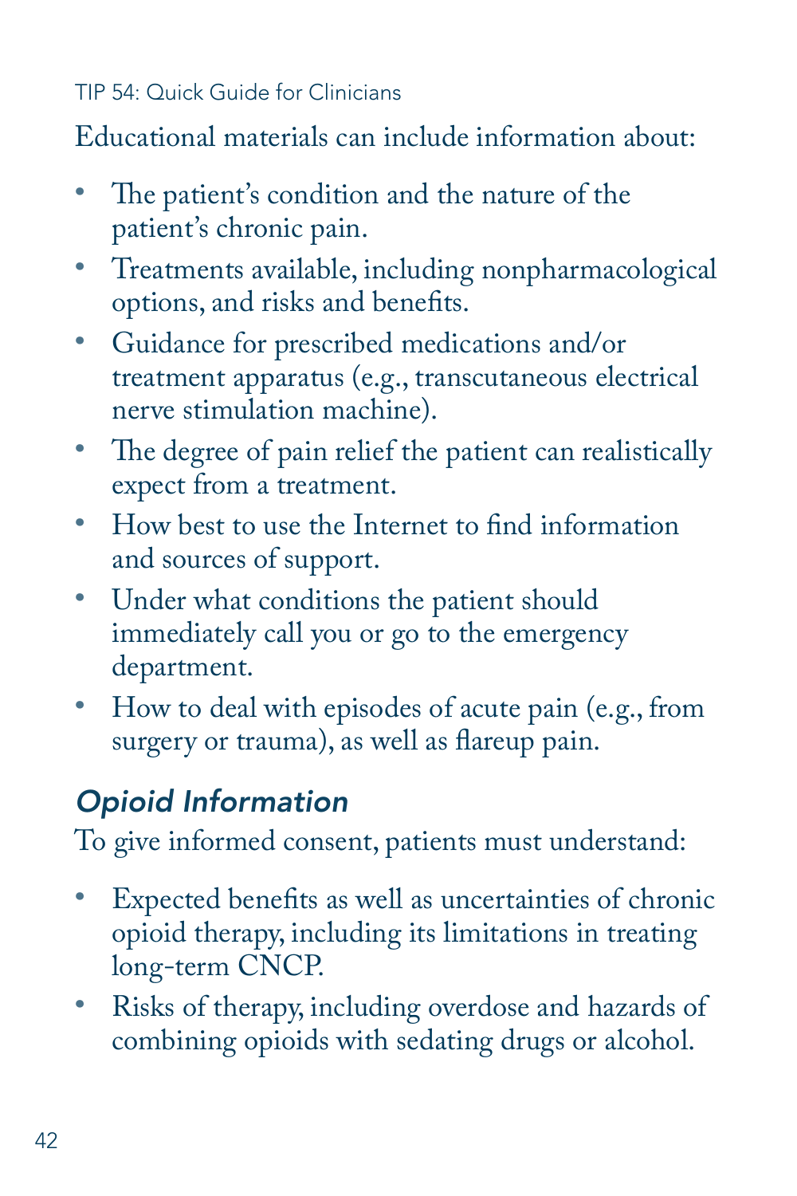Educational materials can include information about:

- The patient's condition and the nature of the patient's chronic pain.
- Treatments available, including nonpharmacological options, and risks and benefits.
- Guidance for prescribed medications and/or treatment apparatus (e.g., transcutaneous electrical nerve stimulation machine).
- The degree of pain relief the patient can realistically expect from a treatment.
- How best to use the Internet to find information and sources of support.
- Under what conditions the patient should immediately call you or go to the emergency department.
- How to deal with episodes of acute pain (e.g., from surgery or trauma), as well as flareup pain.

### *Opioid Information*

To give informed consent, patients must understand:

- Expected benefits as well as uncertainties of chronic opioid therapy, including its limitations in treating long-term CNCP.
- Risks of therapy, including overdose and hazards of combining opioids with sedating drugs or alcohol.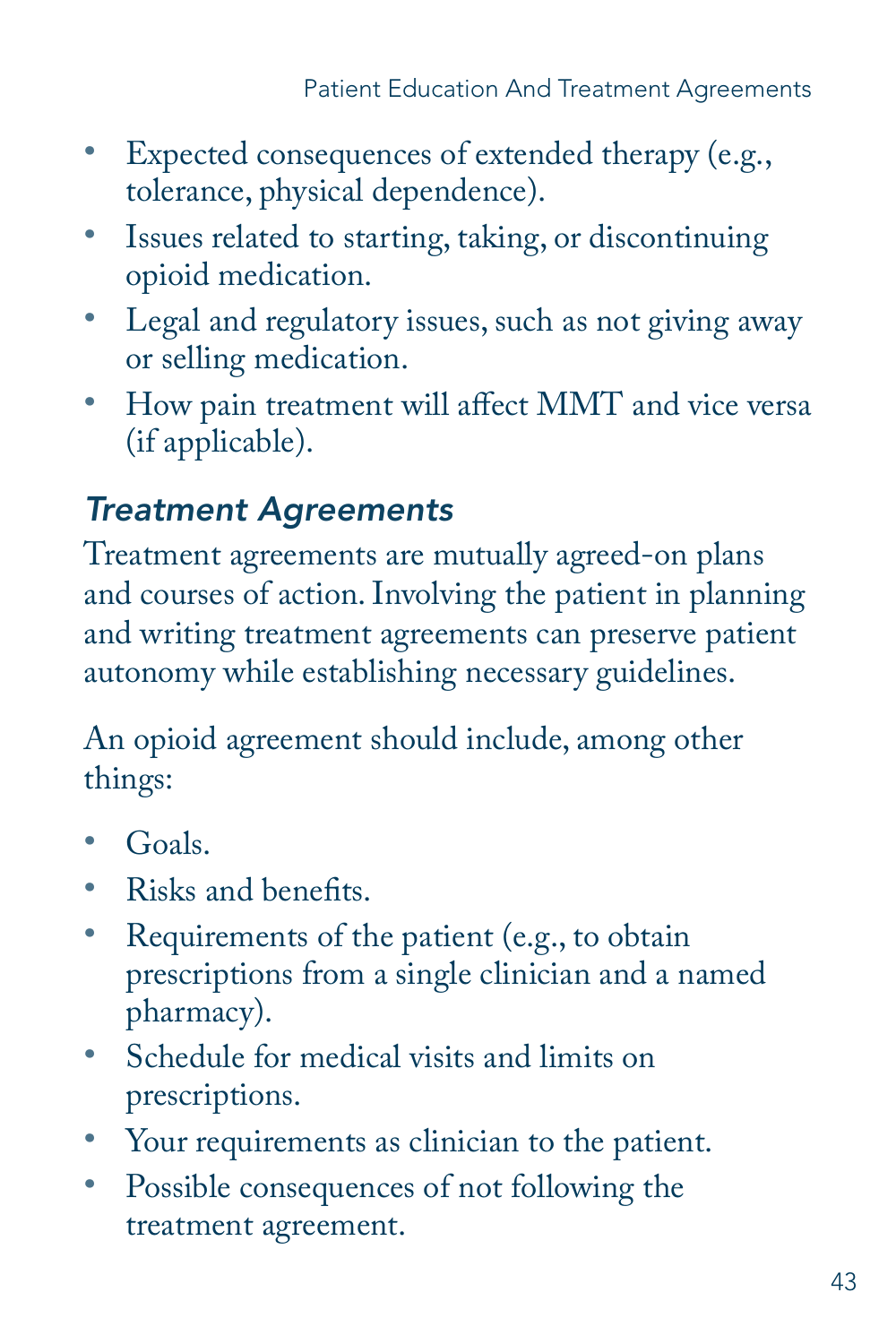- Expected consequences of extended therapy (e.g., tolerance, physical dependence).
- Issues related to starting, taking, or discontinuing opioid medication.
- Legal and regulatory issues, such as not giving away or selling medication.
- How pain treatment will affect MMT and vice versa (if applicable).

### *Treatment Agreements*

Treatment agreements are mutually agreed-on plans and courses of action. Involving the patient in planning and writing treatment agreements can preserve patient autonomy while establishing necessary guidelines.

An opioid agreement should include, among other things:

- Goals.
- Risks and benefits.
- Requirements of the patient (e.g., to obtain prescriptions from a single clinician and a named pharmacy).
- Schedule for medical visits and limits on prescriptions.
- Your requirements as clinician to the patient.
- Possible consequences of not following the treatment agreement.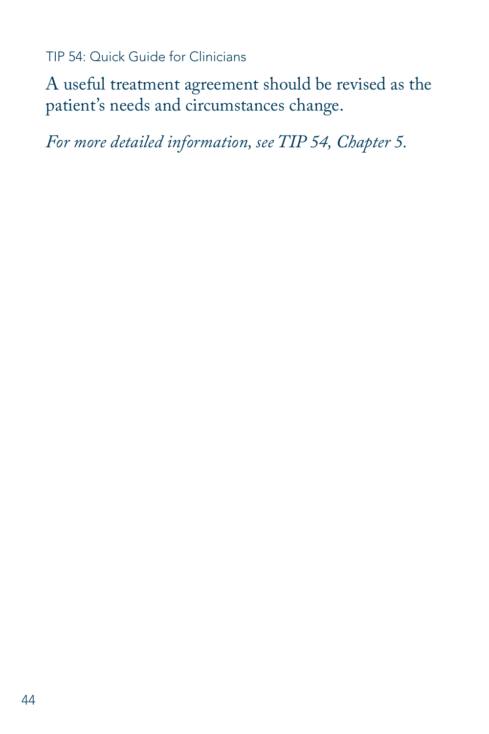A useful treatment agreement should be revised as the patient's needs and circumstances change.

*For more detailed information, see TIP 54, Chapter 5.*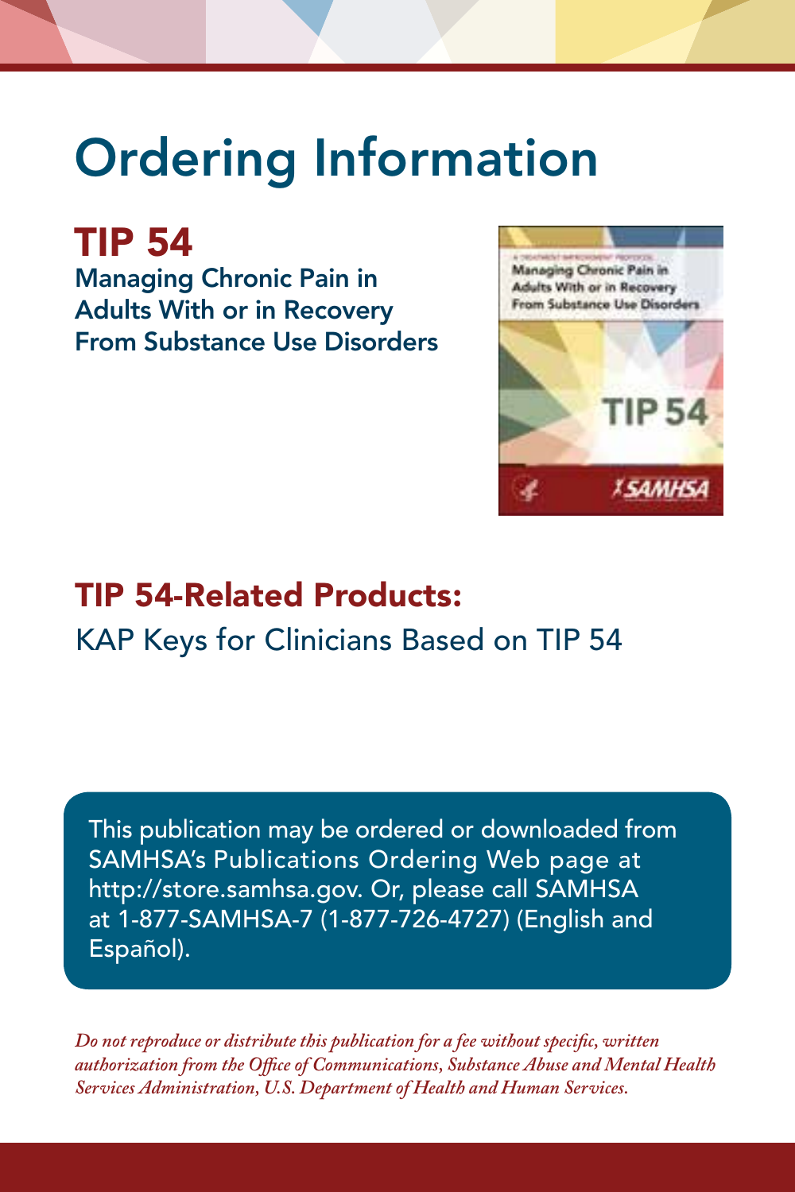# Ordering Information

## TIP 54

**Managing Chronic Pain in Adults With or in Recovery From Substance Use Disorders**

## TIP 54-Related Products:

KAP Keys for Clinicians Based on TIP 54

This publication may be ordered or downloaded from SAMHSA's Publications Ordering Web page at http://store.samhsa.gov. Or, please call SAMHSA at 1-877-SAMHSA-7 (1-877-726-4727) (English and Español).

*Do not reproduce or distribute this publication for a fee without specific, written authorization from the Office of Communications, Substance Abuse and Mental Health Services Administration, U.S. Department of Health and Human Services.*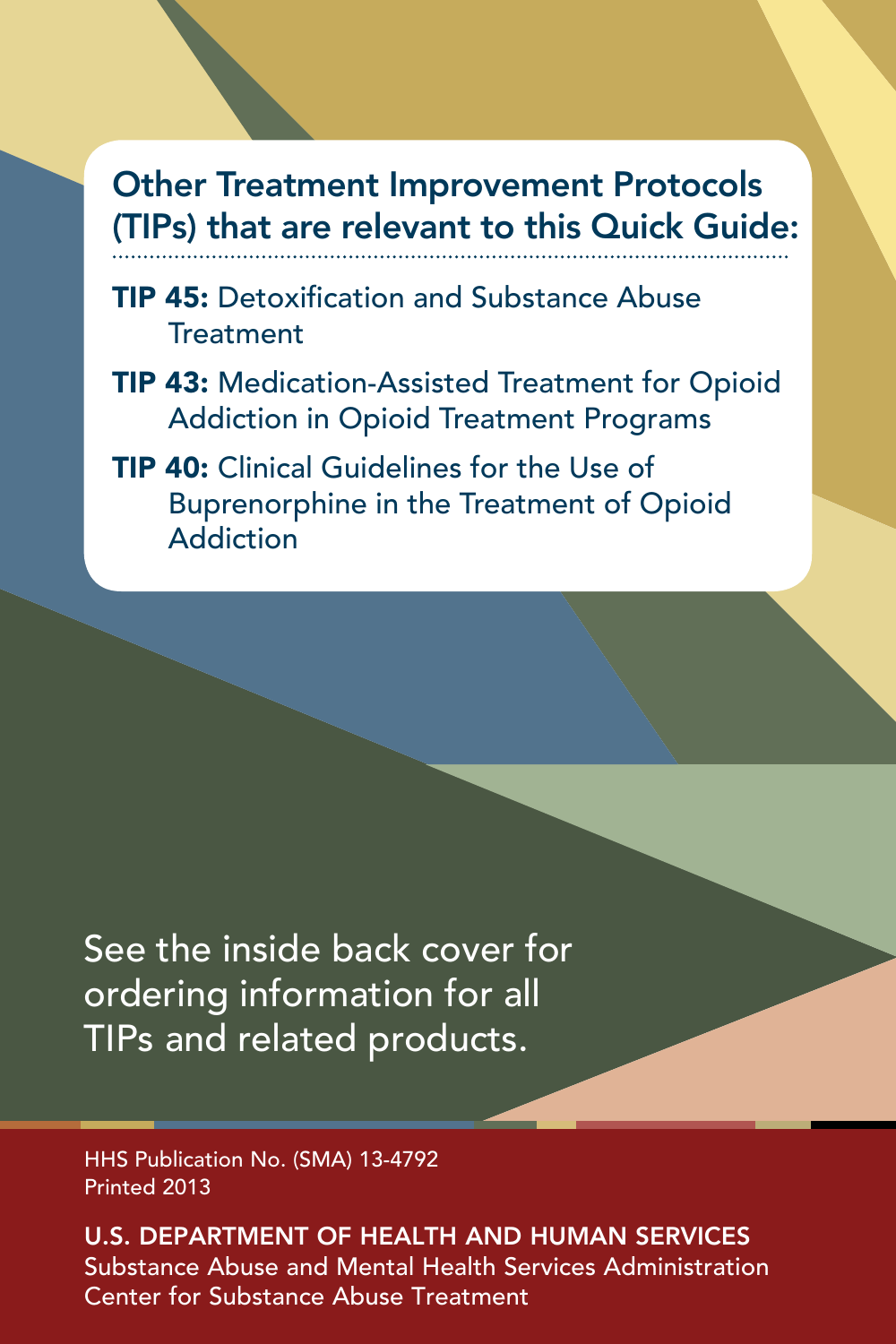## Other Treatment Improvement Protocols (TIPs) that are relevant to this Quick Guide:

**TIP 45:** Detoxification and Substance Abuse Treatment

**TIP 43:** Medication-Assisted Treatment for Opioid Addiction in Opioid Treatment Programs

**TIP 40:** Clinical Guidelines for the Use of Buprenorphine in the Treatment of Opioid Addiction

See the inside back cover for ordering information for all TIPs and related products.

HHS Publication No. (SMA) 13-4792
Printed 2013

**U.S. DEPARTMENT OF HEALTH AND HUMAN SERVICES**
Substance Abuse and Mental Health Services Administration
Center for Substance Abuse Treatment